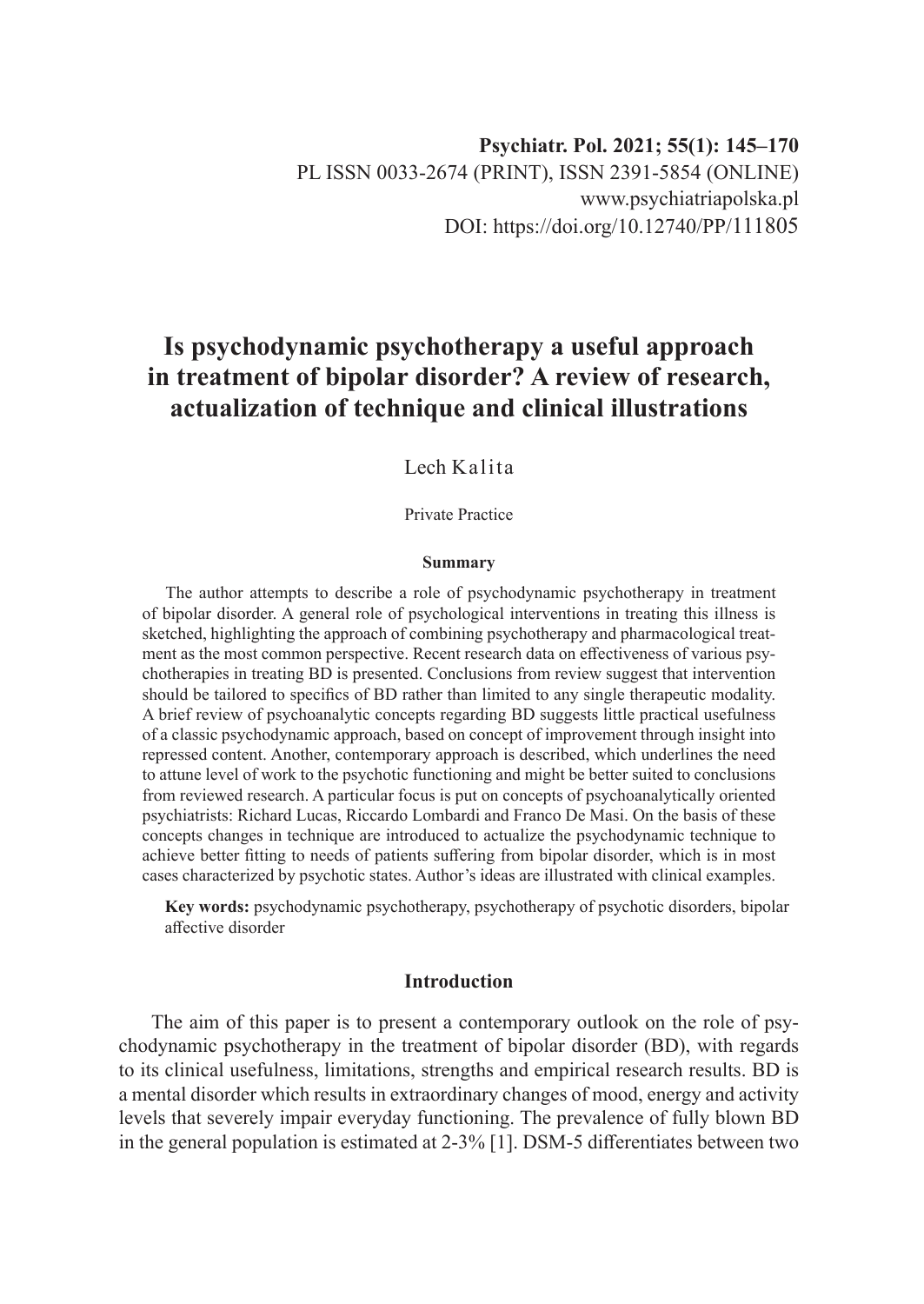Psychiatr. Pol. 2021; 55(1): 145–170
PL ISSN 0033-2674 (PRINT), ISSN 2391-5854 (ONLINE)
www.psychiatriapolska.pl
DOI: https://doi.org/10.12740/PP/111805

# Is psychodynamic psychotherapy a useful approach in treatment of bipolar disorder? A review of research, actualization of technique and clinical illustrations

Lech Kalita

Private Practice

**Summary**

The author attempts to describe a role of psychodynamic psychotherapy in treatment of bipolar disorder. A general role of psychological interventions in treating this illness is sketched, highlighting the approach of combining psychotherapy and pharmacological treatment as the most common perspective. Recent research data on effectiveness of various psychotherapies in treating BD is presented. Conclusions from review suggest that intervention should be tailored to specifics of BD rather than limited to any single therapeutic modality. A brief review of psychoanalytic concepts regarding BD suggests little practical usefulness of a classic psychodynamic approach, based on concept of improvement through insight into repressed content. Another, contemporary approach is described, which underlines the need to attune level of work to the psychotic functioning and might be better suited to conclusions from reviewed research. A particular focus is put on concepts of psychoanalytically oriented psychiatrists: Richard Lucas, Riccardo Lombardi and Franco De Masi. On the basis of these concepts changes in technique are introduced to actualize the psychodynamic technique to achieve better fitting to needs of patients suffering from bipolar disorder, which is in most cases characterized by psychotic states. Author's ideas are illustrated with clinical examples.

**Key words:** psychodynamic psychotherapy, psychotherapy of psychotic disorders, bipolar affective disorder

## Introduction

The aim of this paper is to present a contemporary outlook on the role of psychodynamic psychotherapy in the treatment of bipolar disorder (BD), with regards to its clinical usefulness, limitations, strengths and empirical research results. BD is a mental disorder which results in extraordinary changes of mood, energy and activity levels that severely impair everyday functioning. The prevalence of fully blown BD in the general population is estimated at 2-3% [1]. DSM-5 differentiates between two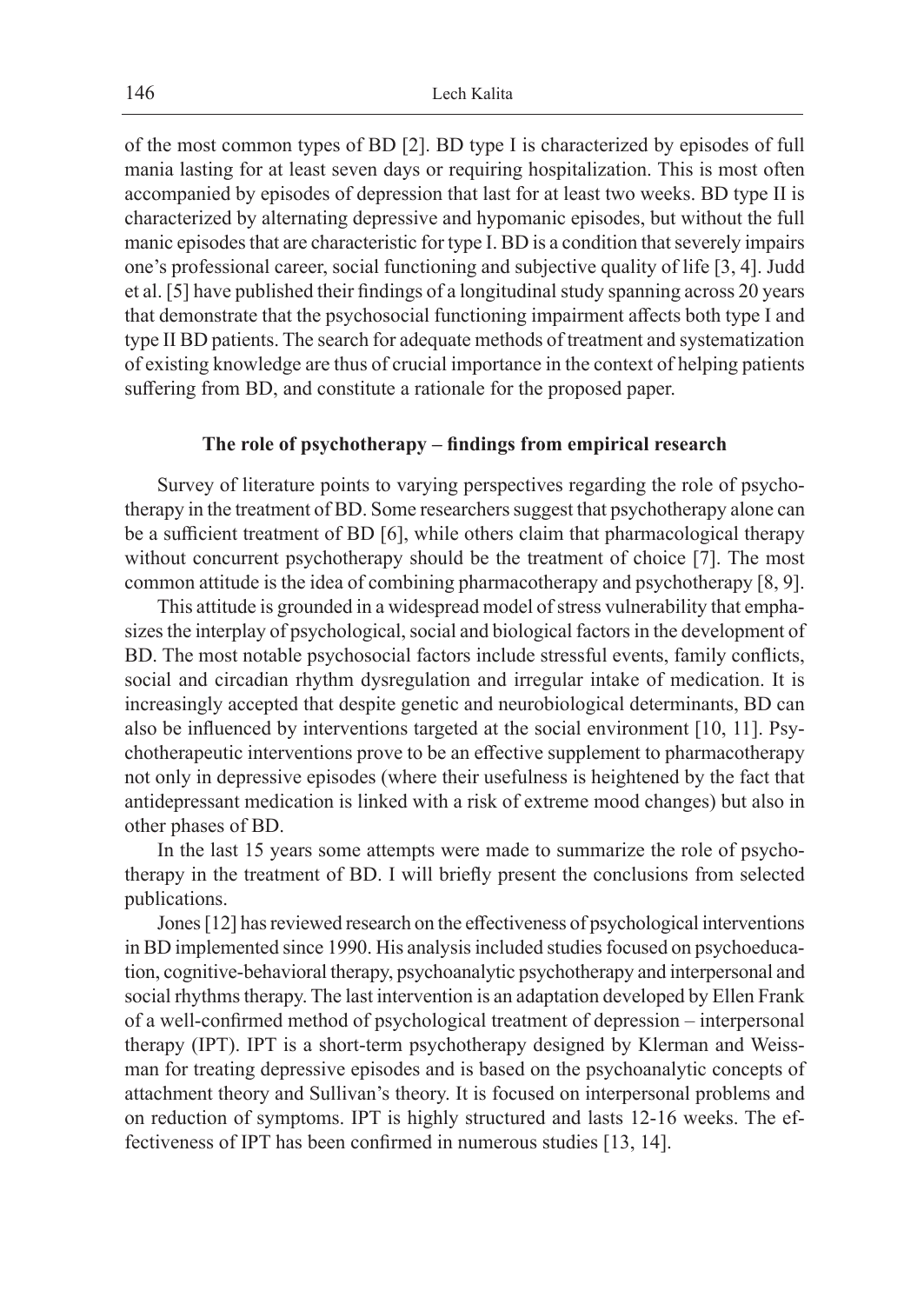of the most common types of BD [2]. BD type I is characterized by episodes of full mania lasting for at least seven days or requiring hospitalization. This is most often accompanied by episodes of depression that last for at least two weeks. BD type II is characterized by alternating depressive and hypomanic episodes, but without the full manic episodes that are characteristic for type I. BD is a condition that severely impairs one's professional career, social functioning and subjective quality of life [3, 4]. Judd et al. [5] have published their findings of a longitudinal study spanning across 20 years that demonstrate that the psychosocial functioning impairment affects both type I and type II BD patients. The search for adequate methods of treatment and systematization of existing knowledge are thus of crucial importance in the context of helping patients suffering from BD, and constitute a rationale for the proposed paper.

## The role of psychotherapy – findings from empirical research

Survey of literature points to varying perspectives regarding the role of psychotherapy in the treatment of BD. Some researchers suggest that psychotherapy alone can be a sufficient treatment of BD [6], while others claim that pharmacological therapy without concurrent psychotherapy should be the treatment of choice [7]. The most common attitude is the idea of combining pharmacotherapy and psychotherapy [8, 9].

This attitude is grounded in a widespread model of stress vulnerability that emphasizes the interplay of psychological, social and biological factors in the development of BD. The most notable psychosocial factors include stressful events, family conflicts, social and circadian rhythm dysregulation and irregular intake of medication. It is increasingly accepted that despite genetic and neurobiological determinants, BD can also be influenced by interventions targeted at the social environment [10, 11]. Psychotherapeutic interventions prove to be an effective supplement to pharmacotherapy not only in depressive episodes (where their usefulness is heightened by the fact that antidepressant medication is linked with a risk of extreme mood changes) but also in other phases of BD.

In the last 15 years some attempts were made to summarize the role of psychotherapy in the treatment of BD. I will briefly present the conclusions from selected publications.

Jones [12] has reviewed research on the effectiveness of psychological interventions in BD implemented since 1990. His analysis included studies focused on psychoeducation, cognitive-behavioral therapy, psychoanalytic psychotherapy and interpersonal and social rhythms therapy. The last intervention is an adaptation developed by Ellen Frank of a well-confirmed method of psychological treatment of depression – interpersonal therapy (IPT). IPT is a short-term psychotherapy designed by Klerman and Weissman for treating depressive episodes and is based on the psychoanalytic concepts of attachment theory and Sullivan's theory. It is focused on interpersonal problems and on reduction of symptoms. IPT is highly structured and lasts 12-16 weeks. The effectiveness of IPT has been confirmed in numerous studies [13, 14].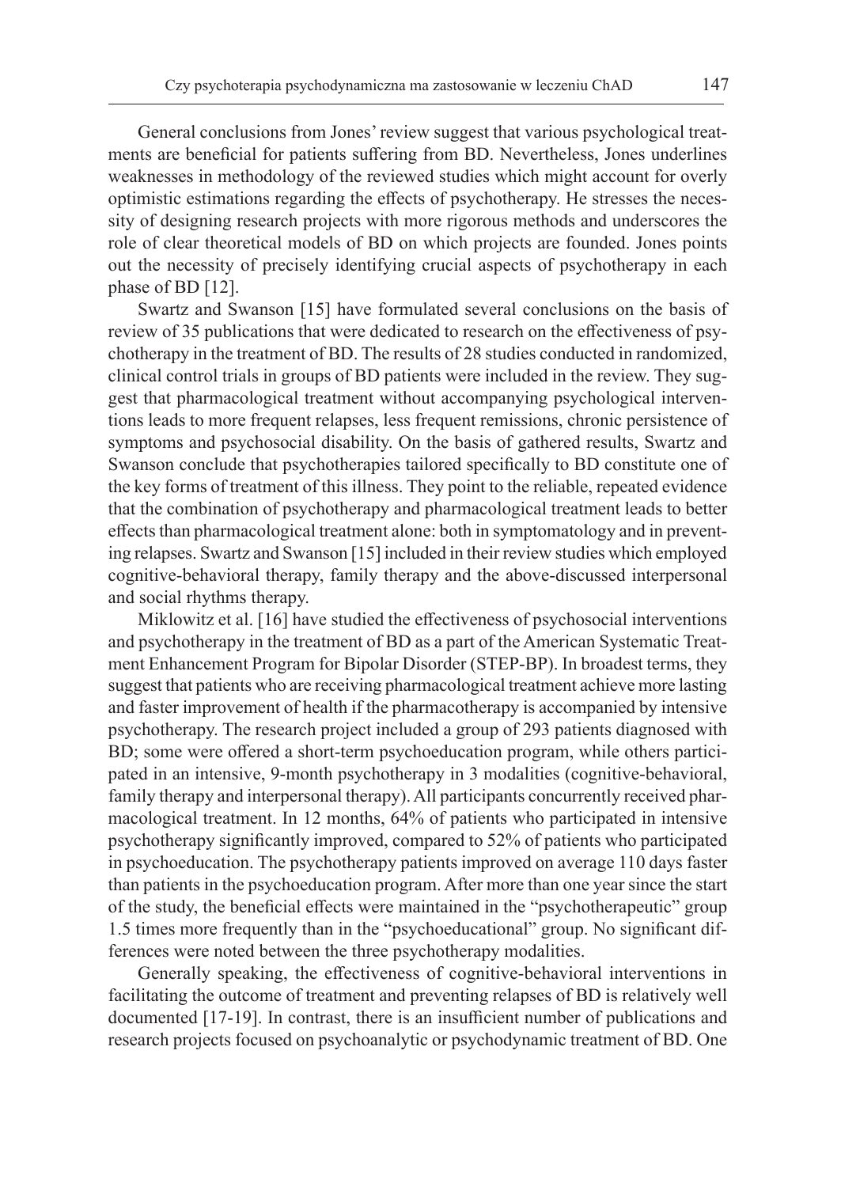General conclusions from Jones' review suggest that various psychological treatments are beneficial for patients suffering from BD. Nevertheless, Jones underlines weaknesses in methodology of the reviewed studies which might account for overly optimistic estimations regarding the effects of psychotherapy. He stresses the necessity of designing research projects with more rigorous methods and underscores the role of clear theoretical models of BD on which projects are founded. Jones points out the necessity of precisely identifying crucial aspects of psychotherapy in each phase of BD [12].

Swartz and Swanson [15] have formulated several conclusions on the basis of review of 35 publications that were dedicated to research on the effectiveness of psychotherapy in the treatment of BD. The results of 28 studies conducted in randomized, clinical control trials in groups of BD patients were included in the review. They suggest that pharmacological treatment without accompanying psychological interventions leads to more frequent relapses, less frequent remissions, chronic persistence of symptoms and psychosocial disability. On the basis of gathered results, Swartz and Swanson conclude that psychotherapies tailored specifically to BD constitute one of the key forms of treatment of this illness. They point to the reliable, repeated evidence that the combination of psychotherapy and pharmacological treatment leads to better effects than pharmacological treatment alone: both in symptomatology and in preventing relapses. Swartz and Swanson [15] included in their review studies which employed cognitive-behavioral therapy, family therapy and the above-discussed interpersonal and social rhythms therapy.

Miklowitz et al. [16] have studied the effectiveness of psychosocial interventions and psychotherapy in the treatment of BD as a part of the American Systematic Treatment Enhancement Program for Bipolar Disorder (STEP-BP). In broadest terms, they suggest that patients who are receiving pharmacological treatment achieve more lasting and faster improvement of health if the pharmacotherapy is accompanied by intensive psychotherapy. The research project included a group of 293 patients diagnosed with BD; some were offered a short-term psychoeducation program, while others participated in an intensive, 9-month psychotherapy in 3 modalities (cognitive-behavioral, family therapy and interpersonal therapy). All participants concurrently received pharmacological treatment. In 12 months, 64% of patients who participated in intensive psychotherapy significantly improved, compared to 52% of patients who participated in psychoeducation. The psychotherapy patients improved on average 110 days faster than patients in the psychoeducation program. After more than one year since the start of the study, the beneficial effects were maintained in the "psychotherapeutic" group 1.5 times more frequently than in the "psychoeducational" group. No significant differences were noted between the three psychotherapy modalities.

Generally speaking, the effectiveness of cognitive-behavioral interventions in facilitating the outcome of treatment and preventing relapses of BD is relatively well documented [17-19]. In contrast, there is an insufficient number of publications and research projects focused on psychoanalytic or psychodynamic treatment of BD. One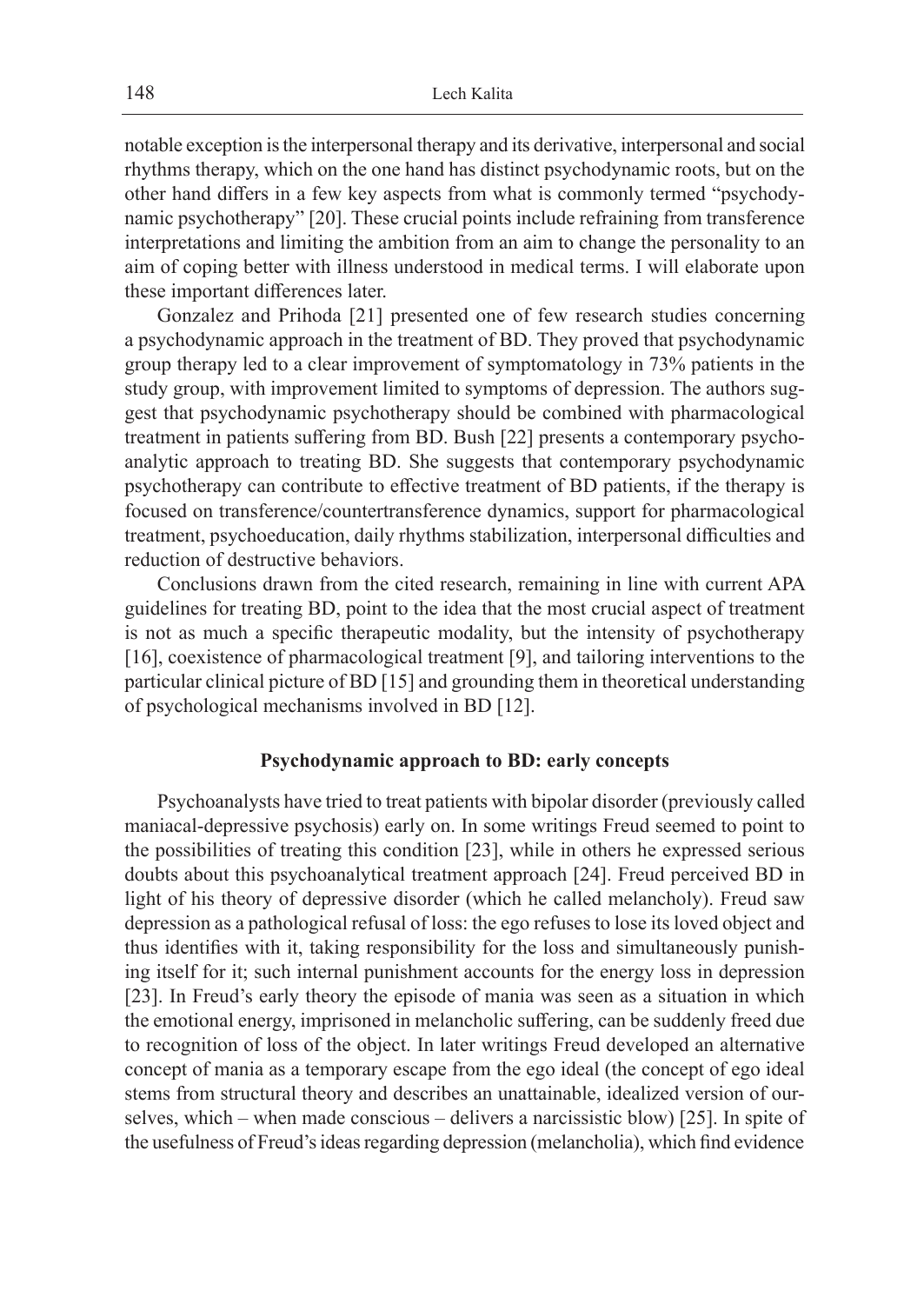notable exception is the interpersonal therapy and its derivative, interpersonal and social rhythms therapy, which on the one hand has distinct psychodynamic roots, but on the other hand differs in a few key aspects from what is commonly termed "psychodynamic psychotherapy" [20]. These crucial points include refraining from transference interpretations and limiting the ambition from an aim to change the personality to an aim of coping better with illness understood in medical terms. I will elaborate upon these important differences later.

Gonzalez and Prihoda [21] presented one of few research studies concerning a psychodynamic approach in the treatment of BD. They proved that psychodynamic group therapy led to a clear improvement of symptomatology in 73% patients in the study group, with improvement limited to symptoms of depression. The authors suggest that psychodynamic psychotherapy should be combined with pharmacological treatment in patients suffering from BD. Bush [22] presents a contemporary psychoanalytic approach to treating BD. She suggests that contemporary psychodynamic psychotherapy can contribute to effective treatment of BD patients, if the therapy is focused on transference/countertransference dynamics, support for pharmacological treatment, psychoeducation, daily rhythms stabilization, interpersonal difficulties and reduction of destructive behaviors.

Conclusions drawn from the cited research, remaining in line with current APA guidelines for treating BD, point to the idea that the most crucial aspect of treatment is not as much a specific therapeutic modality, but the intensity of psychotherapy [16], coexistence of pharmacological treatment [9], and tailoring interventions to the particular clinical picture of BD [15] and grounding them in theoretical understanding of psychological mechanisms involved in BD [12].

## Psychodynamic approach to BD: early concepts

Psychoanalysts have tried to treat patients with bipolar disorder (previously called maniacal-depressive psychosis) early on. In some writings Freud seemed to point to the possibilities of treating this condition [23], while in others he expressed serious doubts about this psychoanalytical treatment approach [24]. Freud perceived BD in light of his theory of depressive disorder (which he called melancholy). Freud saw depression as a pathological refusal of loss: the ego refuses to lose its loved object and thus identifies with it, taking responsibility for the loss and simultaneously punishing itself for it; such internal punishment accounts for the energy loss in depression [23]. In Freud's early theory the episode of mania was seen as a situation in which the emotional energy, imprisoned in melancholic suffering, can be suddenly freed due to recognition of loss of the object. In later writings Freud developed an alternative concept of mania as a temporary escape from the ego ideal (the concept of ego ideal stems from structural theory and describes an unattainable, idealized version of ourselves, which – when made conscious – delivers a narcissistic blow) [25]. In spite of the usefulness of Freud's ideas regarding depression (melancholia), which find evidence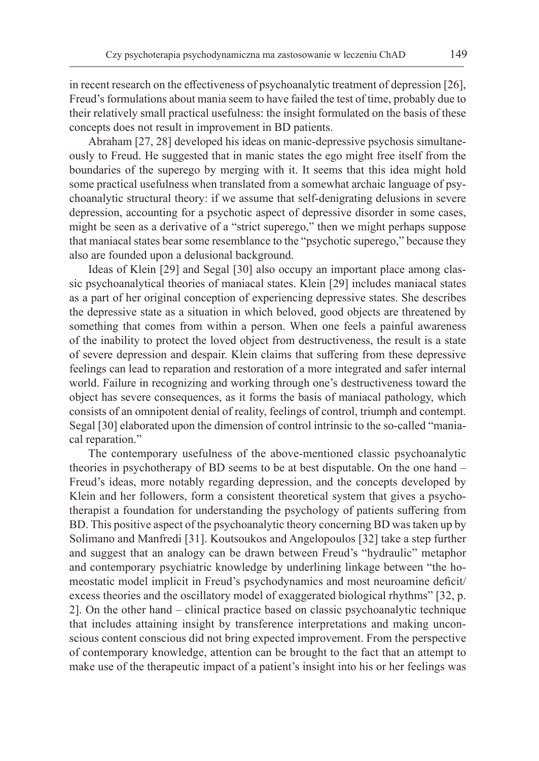in recent research on the effectiveness of psychoanalytic treatment of depression [26], Freud's formulations about mania seem to have failed the test of time, probably due to their relatively small practical usefulness: the insight formulated on the basis of these concepts does not result in improvement in BD patients.

Abraham [27, 28] developed his ideas on manic-depressive psychosis simultaneously to Freud. He suggested that in manic states the ego might free itself from the boundaries of the superego by merging with it. It seems that this idea might hold some practical usefulness when translated from a somewhat archaic language of psychoanalytic structural theory: if we assume that self-denigrating delusions in severe depression, accounting for a psychotic aspect of depressive disorder in some cases, might be seen as a derivative of a "strict superego," then we might perhaps suppose that maniacal states bear some resemblance to the "psychotic superego," because they also are founded upon a delusional background.

Ideas of Klein [29] and Segal [30] also occupy an important place among classic psychoanalytical theories of maniacal states. Klein [29] includes maniacal states as a part of her original conception of experiencing depressive states. She describes the depressive state as a situation in which beloved, good objects are threatened by something that comes from within a person. When one feels a painful awareness of the inability to protect the loved object from destructiveness, the result is a state of severe depression and despair. Klein claims that suffering from these depressive feelings can lead to reparation and restoration of a more integrated and safer internal world. Failure in recognizing and working through one's destructiveness toward the object has severe consequences, as it forms the basis of maniacal pathology, which consists of an omnipotent denial of reality, feelings of control, triumph and contempt. Segal [30] elaborated upon the dimension of control intrinsic to the so-called "maniacal reparation."

The contemporary usefulness of the above-mentioned classic psychoanalytic theories in psychotherapy of BD seems to be at best disputable. On the one hand – Freud's ideas, more notably regarding depression, and the concepts developed by Klein and her followers, form a consistent theoretical system that gives a psychotherapist a foundation for understanding the psychology of patients suffering from BD. This positive aspect of the psychoanalytic theory concerning BD was taken up by Solimano and Manfredi [31]. Koutsoukos and Angelopoulos [32] take a step further and suggest that an analogy can be drawn between Freud's "hydraulic" metaphor and contemporary psychiatric knowledge by underlining linkage between "the homeostatic model implicit in Freud's psychodynamics and most neuroamine deficit/excess theories and the oscillatory model of exaggerated biological rhythms" [32, p. 2]. On the other hand – clinical practice based on classic psychoanalytic technique that includes attaining insight by transference interpretations and making unconscious content conscious did not bring expected improvement. From the perspective of contemporary knowledge, attention can be brought to the fact that an attempt to make use of the therapeutic impact of a patient's insight into his or her feelings was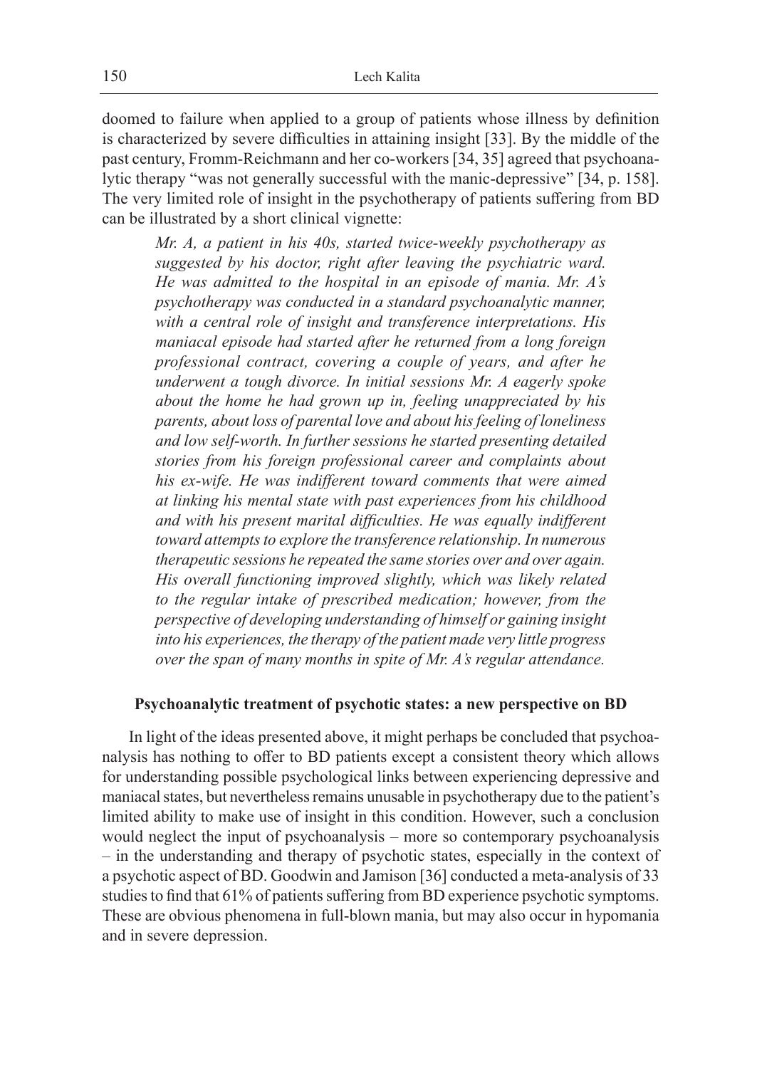doomed to failure when applied to a group of patients whose illness by definition is characterized by severe difficulties in attaining insight [33]. By the middle of the past century, Fromm-Reichmann and her co-workers [34, 35] agreed that psychoanalytic therapy "was not generally successful with the manic-depressive" [34, p. 158]. The very limited role of insight in the psychotherapy of patients suffering from BD can be illustrated by a short clinical vignette:

> *Mr. A, a patient in his 40s, started twice-weekly psychotherapy as suggested by his doctor, right after leaving the psychiatric ward. He was admitted to the hospital in an episode of mania. Mr. A's psychotherapy was conducted in a standard psychoanalytic manner, with a central role of insight and transference interpretations. His maniacal episode had started after he returned from a long foreign professional contract, covering a couple of years, and after he underwent a tough divorce. In initial sessions Mr. A eagerly spoke about the home he had grown up in, feeling unappreciated by his parents, about loss of parental love and about his feeling of loneliness and low self-worth. In further sessions he started presenting detailed stories from his foreign professional career and complaints about his ex-wife. He was indifferent toward comments that were aimed at linking his mental state with past experiences from his childhood and with his present marital difficulties. He was equally indifferent toward attempts to explore the transference relationship. In numerous therapeutic sessions he repeated the same stories over and over again. His overall functioning improved slightly, which was likely related to the regular intake of prescribed medication; however, from the perspective of developing understanding of himself or gaining insight into his experiences, the therapy of the patient made very little progress over the span of many months in spite of Mr. A's regular attendance.*

## Psychoanalytic treatment of psychotic states: a new perspective on BD

In light of the ideas presented above, it might perhaps be concluded that psychoanalysis has nothing to offer to BD patients except a consistent theory which allows for understanding possible psychological links between experiencing depressive and maniacal states, but nevertheless remains unusable in psychotherapy due to the patient's limited ability to make use of insight in this condition. However, such a conclusion would neglect the input of psychoanalysis – more so contemporary psychoanalysis – in the understanding and therapy of psychotic states, especially in the context of a psychotic aspect of BD. Goodwin and Jamison [36] conducted a meta-analysis of 33 studies to find that 61% of patients suffering from BD experience psychotic symptoms. These are obvious phenomena in full-blown mania, but may also occur in hypomania and in severe depression.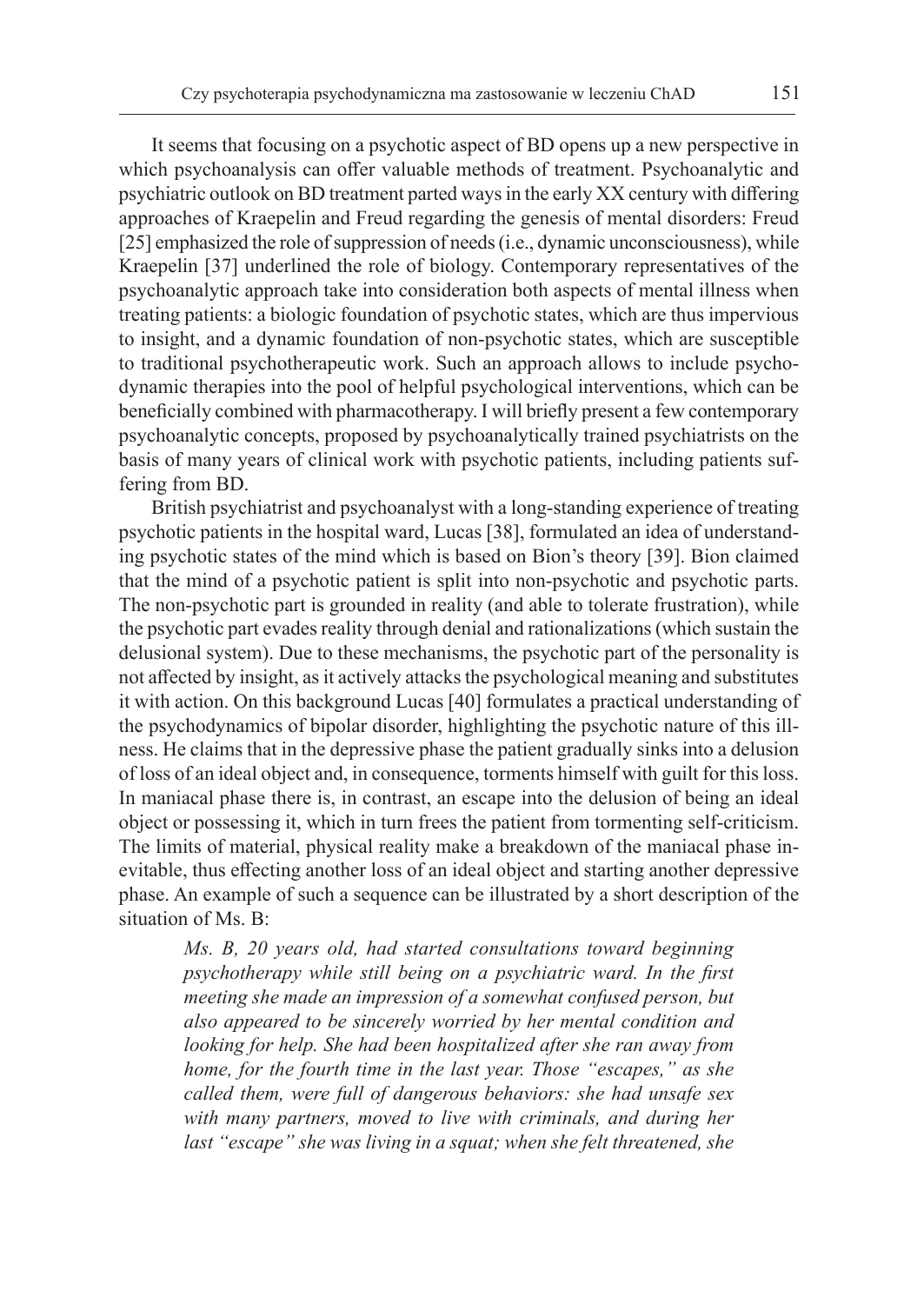It seems that focusing on a psychotic aspect of BD opens up a new perspective in which psychoanalysis can offer valuable methods of treatment. Psychoanalytic and psychiatric outlook on BD treatment parted ways in the early XX century with differing approaches of Kraepelin and Freud regarding the genesis of mental disorders: Freud [25] emphasized the role of suppression of needs (i.e., dynamic unconsciousness), while Kraepelin [37] underlined the role of biology. Contemporary representatives of the psychoanalytic approach take into consideration both aspects of mental illness when treating patients: a biologic foundation of psychotic states, which are thus impervious to insight, and a dynamic foundation of non-psychotic states, which are susceptible to traditional psychotherapeutic work. Such an approach allows to include psychodynamic therapies into the pool of helpful psychological interventions, which can be beneficially combined with pharmacotherapy. I will briefly present a few contemporary psychoanalytic concepts, proposed by psychoanalytically trained psychiatrists on the basis of many years of clinical work with psychotic patients, including patients suffering from BD.

British psychiatrist and psychoanalyst with a long-standing experience of treating psychotic patients in the hospital ward, Lucas [38], formulated an idea of understanding psychotic states of the mind which is based on Bion's theory [39]. Bion claimed that the mind of a psychotic patient is split into non-psychotic and psychotic parts. The non-psychotic part is grounded in reality (and able to tolerate frustration), while the psychotic part evades reality through denial and rationalizations (which sustain the delusional system). Due to these mechanisms, the psychotic part of the personality is not affected by insight, as it actively attacks the psychological meaning and substitutes it with action. On this background Lucas [40] formulates a practical understanding of the psychodynamics of bipolar disorder, highlighting the psychotic nature of this illness. He claims that in the depressive phase the patient gradually sinks into a delusion of loss of an ideal object and, in consequence, torments himself with guilt for this loss. In maniacal phase there is, in contrast, an escape into the delusion of being an ideal object or possessing it, which in turn frees the patient from tormenting self-criticism. The limits of material, physical reality make a breakdown of the maniacal phase inevitable, thus effecting another loss of an ideal object and starting another depressive phase. An example of such a sequence can be illustrated by a short description of the situation of Ms. B:

> *Ms. B, 20 years old, had started consultations toward beginning psychotherapy while still being on a psychiatric ward. In the first meeting she made an impression of a somewhat confused person, but also appeared to be sincerely worried by her mental condition and looking for help. She had been hospitalized after she ran away from home, for the fourth time in the last year. Those "escapes," as she called them, were full of dangerous behaviors: she had unsafe sex with many partners, moved to live with criminals, and during her last "escape" she was living in a squat; when she felt threatened, she*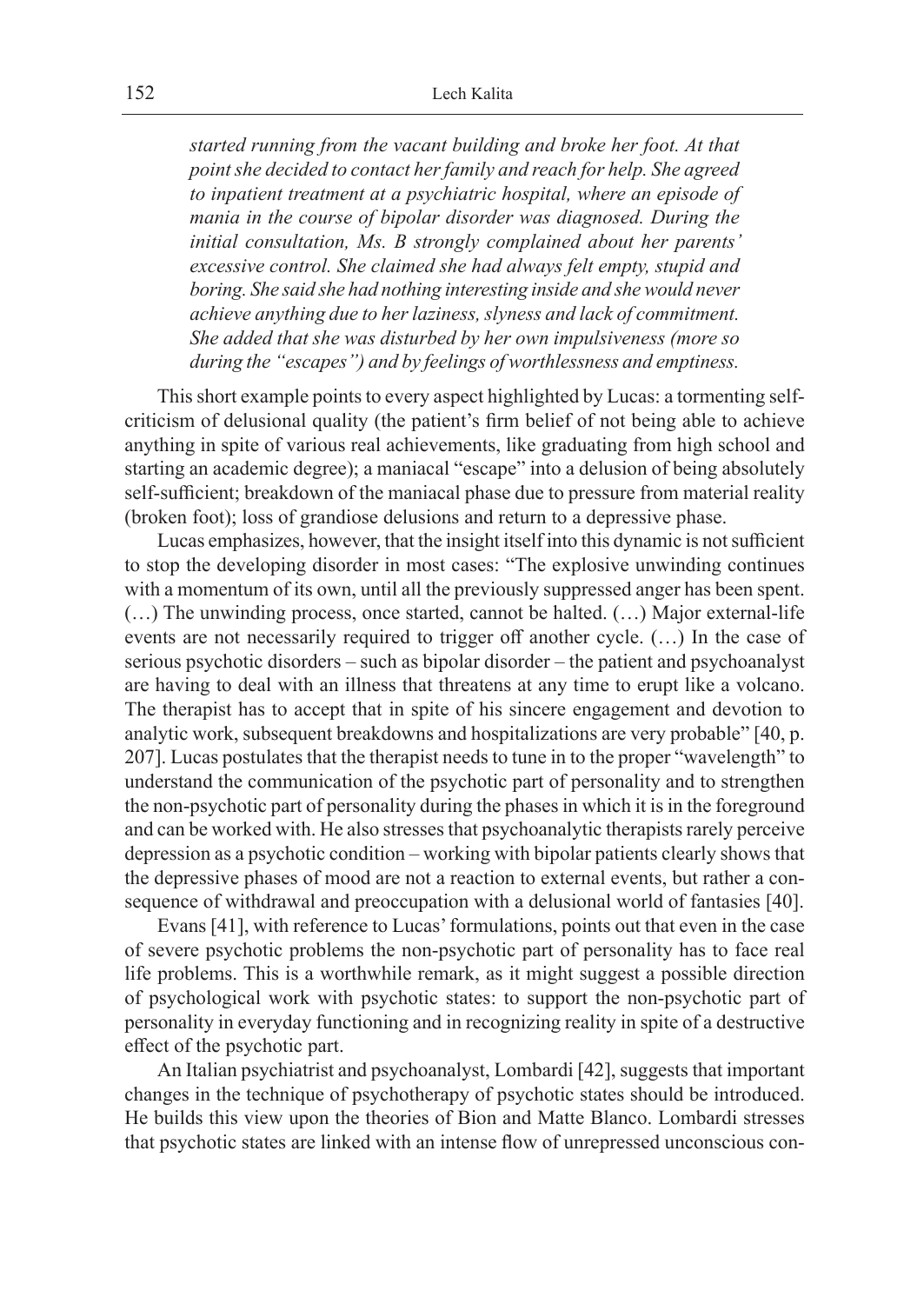*started running from the vacant building and broke her foot. At that point she decided to contact her family and reach for help. She agreed to inpatient treatment at a psychiatric hospital, where an episode of mania in the course of bipolar disorder was diagnosed. During the initial consultation, Ms. B strongly complained about her parents' excessive control. She claimed she had always felt empty, stupid and boring. She said she had nothing interesting inside and she would never achieve anything due to her laziness, slyness and lack of commitment. She added that she was disturbed by her own impulsiveness (more so during the "escapes") and by feelings of worthlessness and emptiness.*

This short example points to every aspect highlighted by Lucas: a tormenting self-criticism of delusional quality (the patient's firm belief of not being able to achieve anything in spite of various real achievements, like graduating from high school and starting an academic degree); a maniacal "escape" into a delusion of being absolutely self-sufficient; breakdown of the maniacal phase due to pressure from material reality (broken foot); loss of grandiose delusions and return to a depressive phase.

Lucas emphasizes, however, that the insight itself into this dynamic is not sufficient to stop the developing disorder in most cases: "The explosive unwinding continues with a momentum of its own, until all the previously suppressed anger has been spent. (…) The unwinding process, once started, cannot be halted. (…) Major external-life events are not necessarily required to trigger off another cycle. (…) In the case of serious psychotic disorders – such as bipolar disorder – the patient and psychoanalyst are having to deal with an illness that threatens at any time to erupt like a volcano. The therapist has to accept that in spite of his sincere engagement and devotion to analytic work, subsequent breakdowns and hospitalizations are very probable" [40, p. 207]. Lucas postulates that the therapist needs to tune in to the proper "wavelength" to understand the communication of the psychotic part of personality and to strengthen the non-psychotic part of personality during the phases in which it is in the foreground and can be worked with. He also stresses that psychoanalytic therapists rarely perceive depression as a psychotic condition – working with bipolar patients clearly shows that the depressive phases of mood are not a reaction to external events, but rather a consequence of withdrawal and preoccupation with a delusional world of fantasies [40].

Evans [41], with reference to Lucas' formulations, points out that even in the case of severe psychotic problems the non-psychotic part of personality has to face real life problems. This is a worthwhile remark, as it might suggest a possible direction of psychological work with psychotic states: to support the non-psychotic part of personality in everyday functioning and in recognizing reality in spite of a destructive effect of the psychotic part.

An Italian psychiatrist and psychoanalyst, Lombardi [42], suggests that important changes in the technique of psychotherapy of psychotic states should be introduced. He builds this view upon the theories of Bion and Matte Blanco. Lombardi stresses that psychotic states are linked with an intense flow of unrepressed unconscious con-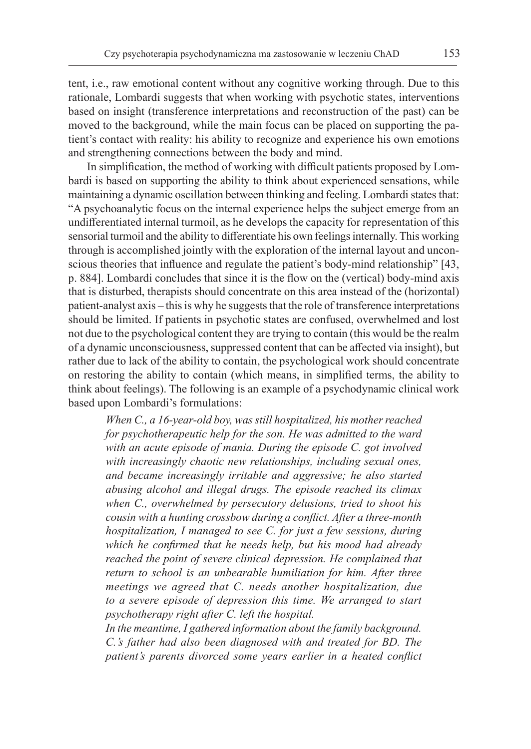tent, i.e., raw emotional content without any cognitive working through. Due to this rationale, Lombardi suggests that when working with psychotic states, interventions based on insight (transference interpretations and reconstruction of the past) can be moved to the background, while the main focus can be placed on supporting the patient's contact with reality: his ability to recognize and experience his own emotions and strengthening connections between the body and mind.

In simplification, the method of working with difficult patients proposed by Lombardi is based on supporting the ability to think about experienced sensations, while maintaining a dynamic oscillation between thinking and feeling. Lombardi states that: "A psychoanalytic focus on the internal experience helps the subject emerge from an undifferentiated internal turmoil, as he develops the capacity for representation of this sensorial turmoil and the ability to differentiate his own feelings internally. This working through is accomplished jointly with the exploration of the internal layout and unconscious theories that influence and regulate the patient's body-mind relationship" [43, p. 884]. Lombardi concludes that since it is the flow on the (vertical) body-mind axis that is disturbed, therapists should concentrate on this area instead of the (horizontal) patient-analyst axis – this is why he suggests that the role of transference interpretations should be limited. If patients in psychotic states are confused, overwhelmed and lost not due to the psychological content they are trying to contain (this would be the realm of a dynamic unconsciousness, suppressed content that can be affected via insight), but rather due to lack of the ability to contain, the psychological work should concentrate on restoring the ability to contain (which means, in simplified terms, the ability to think about feelings). The following is an example of a psychodynamic clinical work based upon Lombardi's formulations:

> *When C., a 16-year-old boy, was still hospitalized, his mother reached for psychotherapeutic help for the son. He was admitted to the ward with an acute episode of mania. During the episode C. got involved with increasingly chaotic new relationships, including sexual ones, and became increasingly irritable and aggressive; he also started abusing alcohol and illegal drugs. The episode reached its climax when C., overwhelmed by persecutory delusions, tried to shoot his cousin with a hunting crossbow during a conflict. After a three-month hospitalization, I managed to see C. for just a few sessions, during which he confirmed that he needs help, but his mood had already reached the point of severe clinical depression. He complained that return to school is an unbearable humiliation for him. After three meetings we agreed that C. needs another hospitalization, due to a severe episode of depression this time. We arranged to start psychotherapy right after C. left the hospital.*
>
> *In the meantime, I gathered information about the family background. C.'s father had also been diagnosed with and treated for BD. The patient's parents divorced some years earlier in a heated conflict*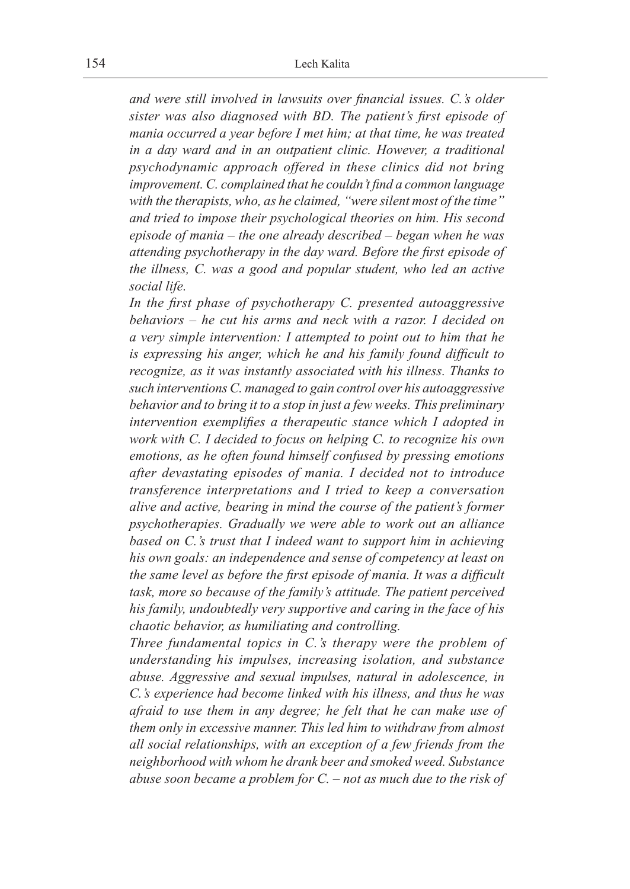*and were still involved in lawsuits over financial issues. C.'s older sister was also diagnosed with BD. The patient's first episode of mania occurred a year before I met him; at that time, he was treated in a day ward and in an outpatient clinic. However, a traditional psychodynamic approach offered in these clinics did not bring improvement. C. complained that he couldn't find a common language with the therapists, who, as he claimed, "were silent most of the time" and tried to impose their psychological theories on him. His second episode of mania – the one already described – began when he was attending psychotherapy in the day ward. Before the first episode of the illness, C. was a good and popular student, who led an active social life.*

*In the first phase of psychotherapy C. presented autoaggressive behaviors – he cut his arms and neck with a razor. I decided on a very simple intervention: I attempted to point out to him that he is expressing his anger, which he and his family found difficult to recognize, as it was instantly associated with his illness. Thanks to such interventions C. managed to gain control over his autoaggressive behavior and to bring it to a stop in just a few weeks. This preliminary intervention exemplifies a therapeutic stance which I adopted in work with C. I decided to focus on helping C. to recognize his own emotions, as he often found himself confused by pressing emotions after devastating episodes of mania. I decided not to introduce transference interpretations and I tried to keep a conversation alive and active, bearing in mind the course of the patient's former psychotherapies. Gradually we were able to work out an alliance based on C.'s trust that I indeed want to support him in achieving his own goals: an independence and sense of competency at least on the same level as before the first episode of mania. It was a difficult task, more so because of the family's attitude. The patient perceived his family, undoubtedly very supportive and caring in the face of his chaotic behavior, as humiliating and controlling.*

*Three fundamental topics in C.'s therapy were the problem of understanding his impulses, increasing isolation, and substance abuse. Aggressive and sexual impulses, natural in adolescence, in C.'s experience had become linked with his illness, and thus he was afraid to use them in any degree; he felt that he can make use of them only in excessive manner. This led him to withdraw from almost all social relationships, with an exception of a few friends from the neighborhood with whom he drank beer and smoked weed. Substance abuse soon became a problem for C. – not as much due to the risk of*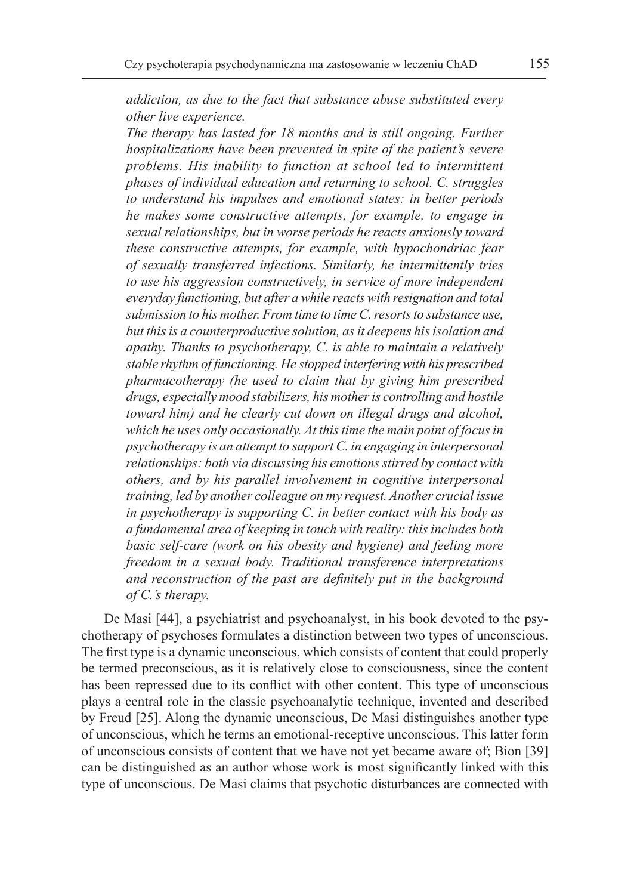*addiction, as due to the fact that substance abuse substituted every other live experience.*

*The therapy has lasted for 18 months and is still ongoing. Further hospitalizations have been prevented in spite of the patient's severe problems. His inability to function at school led to intermittent phases of individual education and returning to school. C. struggles to understand his impulses and emotional states: in better periods he makes some constructive attempts, for example, to engage in sexual relationships, but in worse periods he reacts anxiously toward these constructive attempts, for example, with hypochondriac fear of sexually transferred infections. Similarly, he intermittently tries to use his aggression constructively, in service of more independent everyday functioning, but after a while reacts with resignation and total submission to his mother. From time to time C. resorts to substance use, but this is a counterproductive solution, as it deepens his isolation and apathy. Thanks to psychotherapy, C. is able to maintain a relatively stable rhythm of functioning. He stopped interfering with his prescribed pharmacotherapy (he used to claim that by giving him prescribed drugs, especially mood stabilizers, his mother is controlling and hostile toward him) and he clearly cut down on illegal drugs and alcohol, which he uses only occasionally. At this time the main point of focus in psychotherapy is an attempt to support C. in engaging in interpersonal relationships: both via discussing his emotions stirred by contact with others, and by his parallel involvement in cognitive interpersonal training, led by another colleague on my request. Another crucial issue in psychotherapy is supporting C. in better contact with his body as a fundamental area of keeping in touch with reality: this includes both basic self-care (work on his obesity and hygiene) and feeling more freedom in a sexual body. Traditional transference interpretations and reconstruction of the past are definitely put in the background of C.'s therapy.*

De Masi [44], a psychiatrist and psychoanalyst, in his book devoted to the psychotherapy of psychoses formulates a distinction between two types of unconscious. The first type is a dynamic unconscious, which consists of content that could properly be termed preconscious, as it is relatively close to consciousness, since the content has been repressed due to its conflict with other content. This type of unconscious plays a central role in the classic psychoanalytic technique, invented and described by Freud [25]. Along the dynamic unconscious, De Masi distinguishes another type of unconscious, which he terms an emotional-receptive unconscious. This latter form of unconscious consists of content that we have not yet became aware of; Bion [39] can be distinguished as an author whose work is most significantly linked with this type of unconscious. De Masi claims that psychotic disturbances are connected with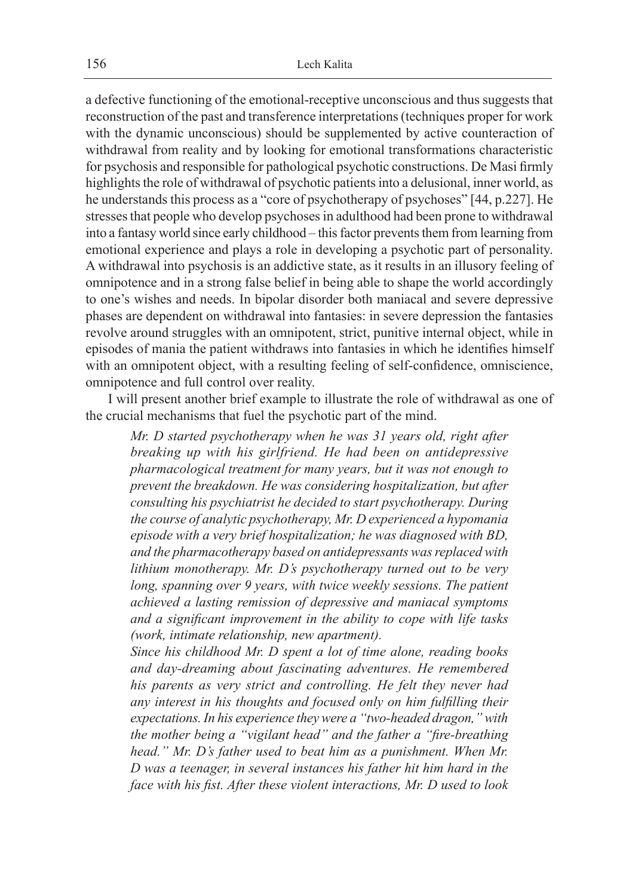a defective functioning of the emotional-receptive unconscious and thus suggests that reconstruction of the past and transference interpretations (techniques proper for work with the dynamic unconscious) should be supplemented by active counteraction of withdrawal from reality and by looking for emotional transformations characteristic for psychosis and responsible for pathological psychotic constructions. De Masi firmly highlights the role of withdrawal of psychotic patients into a delusional, inner world, as he understands this process as a "core of psychotherapy of psychoses" [44, p.227]. He stresses that people who develop psychoses in adulthood had been prone to withdrawal into a fantasy world since early childhood – this factor prevents them from learning from emotional experience and plays a role in developing a psychotic part of personality. A withdrawal into psychosis is an addictive state, as it results in an illusory feeling of omnipotence and in a strong false belief in being able to shape the world accordingly to one's wishes and needs. In bipolar disorder both maniacal and severe depressive phases are dependent on withdrawal into fantasies: in severe depression the fantasies revolve around struggles with an omnipotent, strict, punitive internal object, while in episodes of mania the patient withdraws into fantasies in which he identifies himself with an omnipotent object, with a resulting feeling of self-confidence, omniscience, omnipotence and full control over reality.

I will present another brief example to illustrate the role of withdrawal as one of the crucial mechanisms that fuel the psychotic part of the mind.

> *Mr. D started psychotherapy when he was 31 years old, right after breaking up with his girlfriend. He had been on antidepressive pharmacological treatment for many years, but it was not enough to prevent the breakdown. He was considering hospitalization, but after consulting his psychiatrist he decided to start psychotherapy. During the course of analytic psychotherapy, Mr. D experienced a hypomania episode with a very brief hospitalization; he was diagnosed with BD, and the pharmacotherapy based on antidepressants was replaced with lithium monotherapy. Mr. D's psychotherapy turned out to be very long, spanning over 9 years, with twice weekly sessions. The patient achieved a lasting remission of depressive and maniacal symptoms and a significant improvement in the ability to cope with life tasks (work, intimate relationship, new apartment).*
>
> *Since his childhood Mr. D spent a lot of time alone, reading books and day-dreaming about fascinating adventures. He remembered his parents as very strict and controlling. He felt they never had any interest in his thoughts and focused only on him fulfilling their expectations. In his experience they were a "two-headed dragon," with the mother being a "vigilant head" and the father a "fire-breathing head." Mr. D's father used to beat him as a punishment. When Mr. D was a teenager, in several instances his father hit him hard in the face with his fist. After these violent interactions, Mr. D used to look*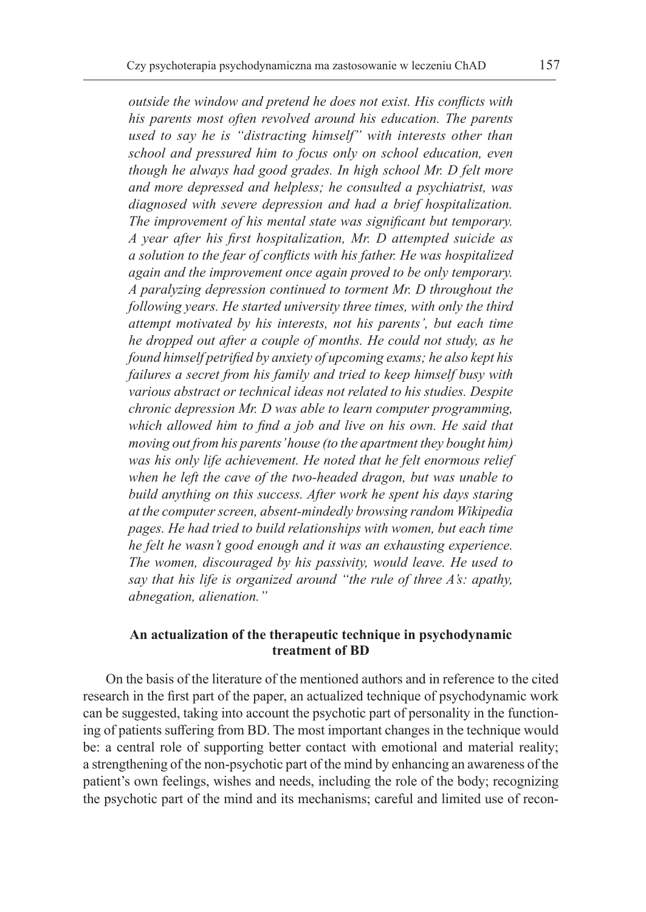*outside the window and pretend he does not exist. His conflicts with his parents most often revolved around his education. The parents used to say he is "distracting himself" with interests other than school and pressured him to focus only on school education, even though he always had good grades. In high school Mr. D felt more and more depressed and helpless; he consulted a psychiatrist, was diagnosed with severe depression and had a brief hospitalization. The improvement of his mental state was significant but temporary. A year after his first hospitalization, Mr. D attempted suicide as a solution to the fear of conflicts with his father. He was hospitalized again and the improvement once again proved to be only temporary. A paralyzing depression continued to torment Mr. D throughout the following years. He started university three times, with only the third attempt motivated by his interests, not his parents', but each time he dropped out after a couple of months. He could not study, as he found himself petrified by anxiety of upcoming exams; he also kept his failures a secret from his family and tried to keep himself busy with various abstract or technical ideas not related to his studies. Despite chronic depression Mr. D was able to learn computer programming, which allowed him to find a job and live on his own. He said that moving out from his parents' house (to the apartment they bought him) was his only life achievement. He noted that he felt enormous relief when he left the cave of the two-headed dragon, but was unable to build anything on this success. After work he spent his days staring at the computer screen, absent-mindedly browsing random Wikipedia pages. He had tried to build relationships with women, but each time he felt he wasn't good enough and it was an exhausting experience. The women, discouraged by his passivity, would leave. He used to say that his life is organized around "the rule of three A's: apathy, abnegation, alienation."*

### An actualization of the therapeutic technique in psychodynamic treatment of BD

On the basis of the literature of the mentioned authors and in reference to the cited research in the first part of the paper, an actualized technique of psychodynamic work can be suggested, taking into account the psychotic part of personality in the functioning of patients suffering from BD. The most important changes in the technique would be: a central role of supporting better contact with emotional and material reality; a strengthening of the non-psychotic part of the mind by enhancing an awareness of the patient's own feelings, wishes and needs, including the role of the body; recognizing the psychotic part of the mind and its mechanisms; careful and limited use of recon-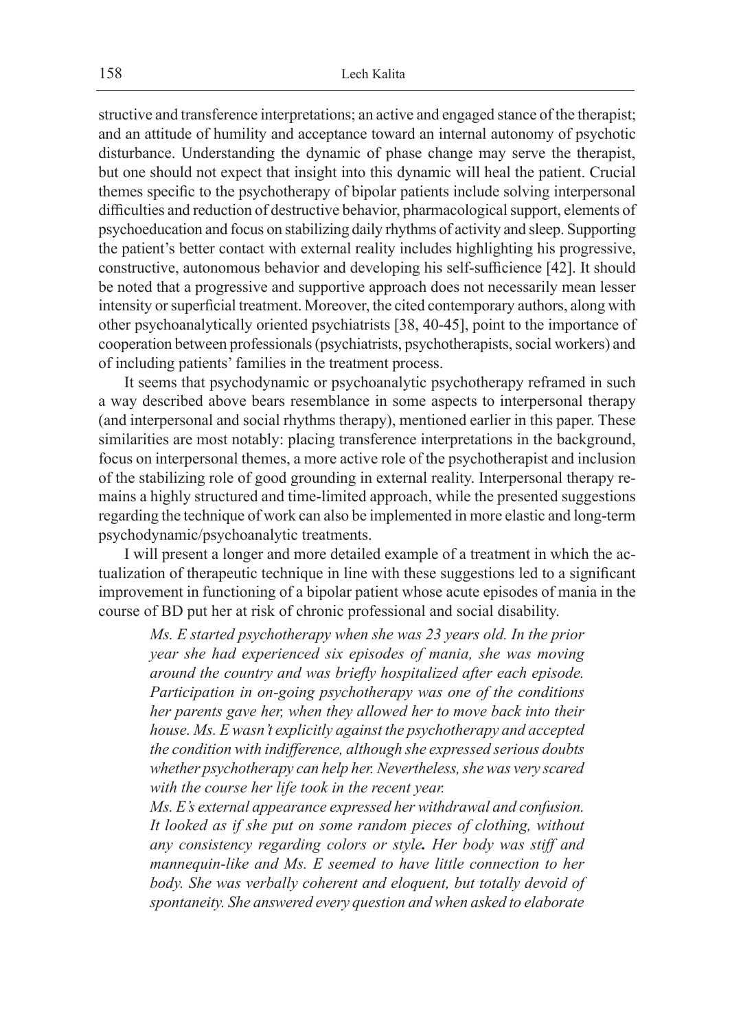structive and transference interpretations; an active and engaged stance of the therapist; and an attitude of humility and acceptance toward an internal autonomy of psychotic disturbance. Understanding the dynamic of phase change may serve the therapist, but one should not expect that insight into this dynamic will heal the patient. Crucial themes specific to the psychotherapy of bipolar patients include solving interpersonal difficulties and reduction of destructive behavior, pharmacological support, elements of psychoeducation and focus on stabilizing daily rhythms of activity and sleep. Supporting the patient's better contact with external reality includes highlighting his progressive, constructive, autonomous behavior and developing his self-sufficience [42]. It should be noted that a progressive and supportive approach does not necessarily mean lesser intensity or superficial treatment. Moreover, the cited contemporary authors, along with other psychoanalytically oriented psychiatrists [38, 40-45], point to the importance of cooperation between professionals (psychiatrists, psychotherapists, social workers) and of including patients' families in the treatment process.

It seems that psychodynamic or psychoanalytic psychotherapy reframed in such a way described above bears resemblance in some aspects to interpersonal therapy (and interpersonal and social rhythms therapy), mentioned earlier in this paper. These similarities are most notably: placing transference interpretations in the background, focus on interpersonal themes, a more active role of the psychotherapist and inclusion of the stabilizing role of good grounding in external reality. Interpersonal therapy remains a highly structured and time-limited approach, while the presented suggestions regarding the technique of work can also be implemented in more elastic and long-term psychodynamic/psychoanalytic treatments.

I will present a longer and more detailed example of a treatment in which the actualization of therapeutic technique in line with these suggestions led to a significant improvement in functioning of a bipolar patient whose acute episodes of mania in the course of BD put her at risk of chronic professional and social disability.

> *Ms. E started psychotherapy when she was 23 years old. In the prior year she had experienced six episodes of mania, she was moving around the country and was briefly hospitalized after each episode. Participation in on-going psychotherapy was one of the conditions her parents gave her, when they allowed her to move back into their house. Ms. E wasn't explicitly against the psychotherapy and accepted the condition with indifference, although she expressed serious doubts whether psychotherapy can help her. Nevertheless, she was very scared with the course her life took in the recent year.*
>
> *Ms. E's external appearance expressed her withdrawal and confusion. It looked as if she put on some random pieces of clothing, without any consistency regarding colors or style. Her body was stiff and mannequin-like and Ms. E seemed to have little connection to her body. She was verbally coherent and eloquent, but totally devoid of spontaneity. She answered every question and when asked to elaborate*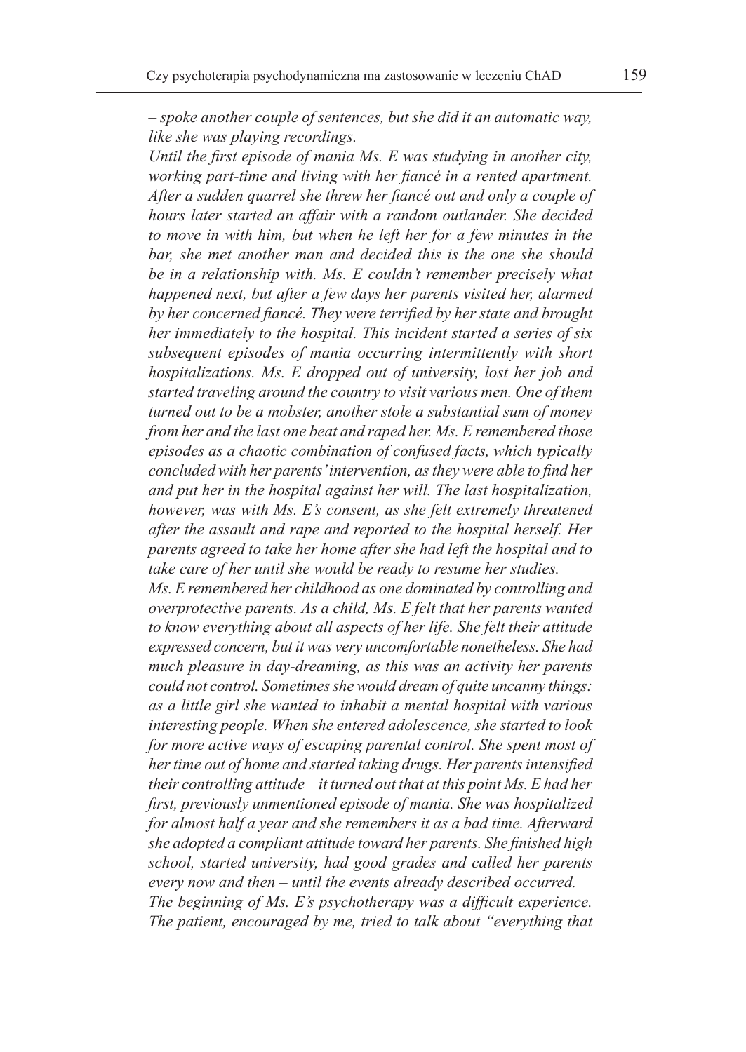*– spoke another couple of sentences, but she did it an automatic way, like she was playing recordings.*

*Until the first episode of mania Ms. E was studying in another city, working part-time and living with her fiancé in a rented apartment. After a sudden quarrel she threw her fiancé out and only a couple of hours later started an affair with a random outlander. She decided to move in with him, but when he left her for a few minutes in the bar, she met another man and decided this is the one she should be in a relationship with. Ms. E couldn't remember precisely what happened next, but after a few days her parents visited her, alarmed by her concerned fiancé. They were terrified by her state and brought her immediately to the hospital. This incident started a series of six subsequent episodes of mania occurring intermittently with short hospitalizations. Ms. E dropped out of university, lost her job and started traveling around the country to visit various men. One of them turned out to be a mobster, another stole a substantial sum of money from her and the last one beat and raped her. Ms. E remembered those episodes as a chaotic combination of confused facts, which typically concluded with her parents' intervention, as they were able to find her and put her in the hospital against her will. The last hospitalization, however, was with Ms. E's consent, as she felt extremely threatened after the assault and rape and reported to the hospital herself. Her parents agreed to take her home after she had left the hospital and to take care of her until she would be ready to resume her studies.*

*Ms. E remembered her childhood as one dominated by controlling and overprotective parents. As a child, Ms. E felt that her parents wanted to know everything about all aspects of her life. She felt their attitude expressed concern, but it was very uncomfortable nonetheless. She had much pleasure in day-dreaming, as this was an activity her parents could not control. Sometimes she would dream of quite uncanny things: as a little girl she wanted to inhabit a mental hospital with various interesting people. When she entered adolescence, she started to look for more active ways of escaping parental control. She spent most of her time out of home and started taking drugs. Her parents intensified their controlling attitude – it turned out that at this point Ms. E had her first, previously unmentioned episode of mania. She was hospitalized for almost half a year and she remembers it as a bad time. Afterward she adopted a compliant attitude toward her parents. She finished high school, started university, had good grades and called her parents every now and then – until the events already described occurred.*

*The beginning of Ms. E's psychotherapy was a difficult experience. The patient, encouraged by me, tried to talk about "everything that*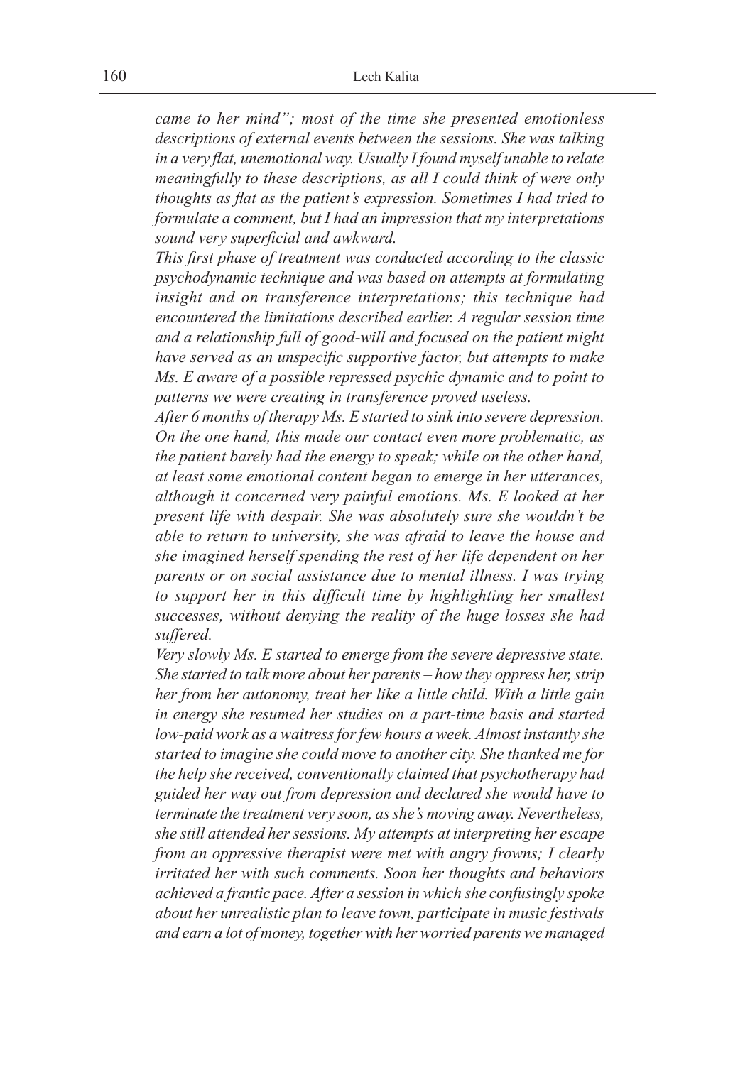*came to her mind"; most of the time she presented emotionless descriptions of external events between the sessions. She was talking in a very flat, unemotional way. Usually I found myself unable to relate meaningfully to these descriptions, as all I could think of were only thoughts as flat as the patient's expression. Sometimes I had tried to formulate a comment, but I had an impression that my interpretations sound very superficial and awkward.*

*This first phase of treatment was conducted according to the classic psychodynamic technique and was based on attempts at formulating insight and on transference interpretations; this technique had encountered the limitations described earlier. A regular session time and a relationship full of good-will and focused on the patient might have served as an unspecific supportive factor, but attempts to make Ms. E aware of a possible repressed psychic dynamic and to point to patterns we were creating in transference proved useless.*

*After 6 months of therapy Ms. E started to sink into severe depression. On the one hand, this made our contact even more problematic, as the patient barely had the energy to speak; while on the other hand, at least some emotional content began to emerge in her utterances, although it concerned very painful emotions. Ms. E looked at her present life with despair. She was absolutely sure she wouldn't be able to return to university, she was afraid to leave the house and she imagined herself spending the rest of her life dependent on her parents or on social assistance due to mental illness. I was trying to support her in this difficult time by highlighting her smallest successes, without denying the reality of the huge losses she had suffered.*

*Very slowly Ms. E started to emerge from the severe depressive state. She started to talk more about her parents – how they oppress her, strip her from her autonomy, treat her like a little child. With a little gain in energy she resumed her studies on a part-time basis and started low-paid work as a waitress for few hours a week. Almost instantly she started to imagine she could move to another city. She thanked me for the help she received, conventionally claimed that psychotherapy had guided her way out from depression and declared she would have to terminate the treatment very soon, as she's moving away. Nevertheless, she still attended her sessions. My attempts at interpreting her escape from an oppressive therapist were met with angry frowns; I clearly irritated her with such comments. Soon her thoughts and behaviors achieved a frantic pace. After a session in which she confusingly spoke about her unrealistic plan to leave town, participate in music festivals and earn a lot of money, together with her worried parents we managed*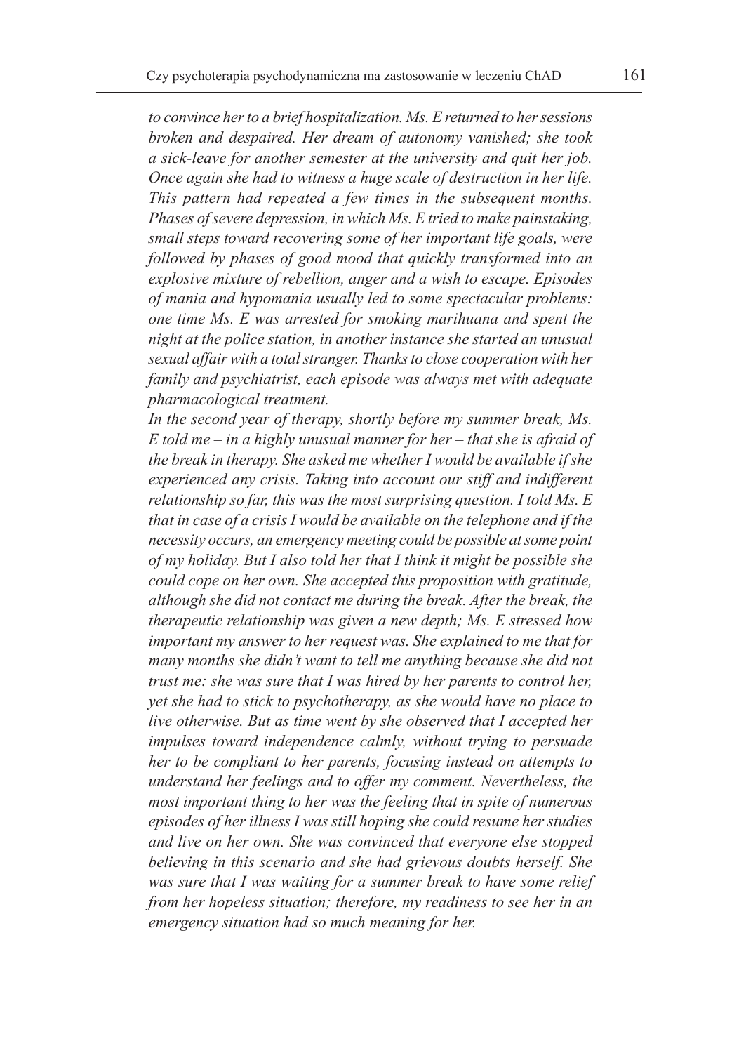*to convince her to a brief hospitalization. Ms. E returned to her sessions broken and despaired. Her dream of autonomy vanished; she took a sick-leave for another semester at the university and quit her job. Once again she had to witness a huge scale of destruction in her life. This pattern had repeated a few times in the subsequent months. Phases of severe depression, in which Ms. E tried to make painstaking, small steps toward recovering some of her important life goals, were followed by phases of good mood that quickly transformed into an explosive mixture of rebellion, anger and a wish to escape. Episodes of mania and hypomania usually led to some spectacular problems: one time Ms. E was arrested for smoking marihuana and spent the night at the police station, in another instance she started an unusual sexual affair with a total stranger. Thanks to close cooperation with her family and psychiatrist, each episode was always met with adequate pharmacological treatment.*

*In the second year of therapy, shortly before my summer break, Ms. E told me – in a highly unusual manner for her – that she is afraid of the break in therapy. She asked me whether I would be available if she experienced any crisis. Taking into account our stiff and indifferent relationship so far, this was the most surprising question. I told Ms. E that in case of a crisis I would be available on the telephone and if the necessity occurs, an emergency meeting could be possible at some point of my holiday. But I also told her that I think it might be possible she could cope on her own. She accepted this proposition with gratitude, although she did not contact me during the break. After the break, the therapeutic relationship was given a new depth; Ms. E stressed how important my answer to her request was. She explained to me that for many months she didn't want to tell me anything because she did not trust me: she was sure that I was hired by her parents to control her, yet she had to stick to psychotherapy, as she would have no place to live otherwise. But as time went by she observed that I accepted her impulses toward independence calmly, without trying to persuade her to be compliant to her parents, focusing instead on attempts to understand her feelings and to offer my comment. Nevertheless, the most important thing to her was the feeling that in spite of numerous episodes of her illness I was still hoping she could resume her studies and live on her own. She was convinced that everyone else stopped believing in this scenario and she had grievous doubts herself. She was sure that I was waiting for a summer break to have some relief from her hopeless situation; therefore, my readiness to see her in an emergency situation had so much meaning for her.*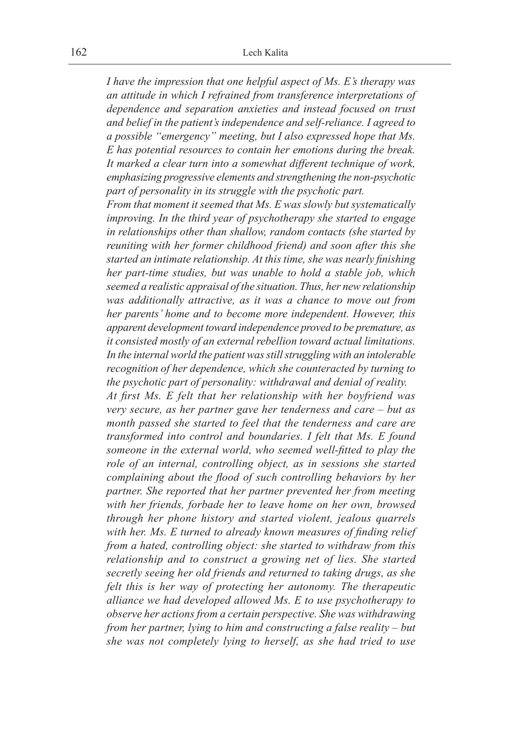*I have the impression that one helpful aspect of Ms. E's therapy was an attitude in which I refrained from transference interpretations of dependence and separation anxieties and instead focused on trust and belief in the patient's independence and self-reliance. I agreed to a possible "emergency" meeting, but I also expressed hope that Ms. E has potential resources to contain her emotions during the break. It marked a clear turn into a somewhat different technique of work, emphasizing progressive elements and strengthening the non-psychotic part of personality in its struggle with the psychotic part.*

*From that moment it seemed that Ms. E was slowly but systematically improving. In the third year of psychotherapy she started to engage in relationships other than shallow, random contacts (she started by reuniting with her former childhood friend) and soon after this she started an intimate relationship. At this time, she was nearly finishing her part-time studies, but was unable to hold a stable job, which seemed a realistic appraisal of the situation. Thus, her new relationship was additionally attractive, as it was a chance to move out from her parents' home and to become more independent. However, this apparent development toward independence proved to be premature, as it consisted mostly of an external rebellion toward actual limitations. In the internal world the patient was still struggling with an intolerable recognition of her dependence, which she counteracted by turning to the psychotic part of personality: withdrawal and denial of reality.*

*At first Ms. E felt that her relationship with her boyfriend was very secure, as her partner gave her tenderness and care – but as month passed she started to feel that the tenderness and care are transformed into control and boundaries. I felt that Ms. E found someone in the external world, who seemed well-fitted to play the role of an internal, controlling object, as in sessions she started complaining about the flood of such controlling behaviors by her partner. She reported that her partner prevented her from meeting with her friends, forbade her to leave home on her own, browsed through her phone history and started violent, jealous quarrels with her. Ms. E turned to already known measures of finding relief from a hated, controlling object: she started to withdraw from this relationship and to construct a growing net of lies. She started secretly seeing her old friends and returned to taking drugs, as she felt this is her way of protecting her autonomy. The therapeutic alliance we had developed allowed Ms. E to use psychotherapy to observe her actions from a certain perspective. She was withdrawing from her partner, lying to him and constructing a false reality – but she was not completely lying to herself, as she had tried to use*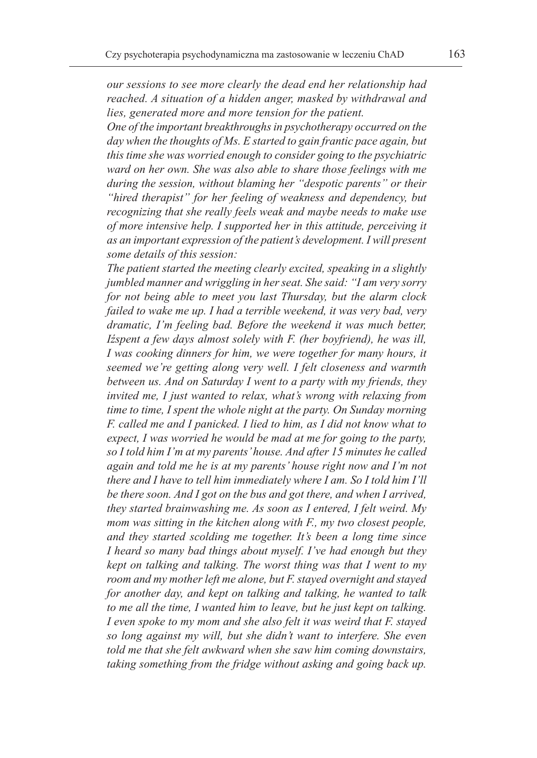*our sessions to see more clearly the dead end her relationship had reached. A situation of a hidden anger, masked by withdrawal and lies, generated more and more tension for the patient.*

*One of the important breakthroughs in psychotherapy occurred on the day when the thoughts of Ms. E started to gain frantic pace again, but this time she was worried enough to consider going to the psychiatric ward on her own. She was also able to share those feelings with me during the session, without blaming her "despotic parents" or their "hired therapist" for her feeling of weakness and dependency, but recognizing that she really feels weak and maybe needs to make use of more intensive help. I supported her in this attitude, perceiving it as an important expression of the patient's development. I will present some details of this session:*

*The patient started the meeting clearly excited, speaking in a slightly jumbled manner and wriggling in her seat. She said: "I am very sorry for not being able to meet you last Thursday, but the alarm clock failed to wake me up. I had a terrible weekend, it was very bad, very dramatic, I'm feeling bad. Before the weekend it was much better, Iśspent a few days almost solely with F. (her boyfriend), he was ill, I was cooking dinners for him, we were together for many hours, it seemed we're getting along very well. I felt closeness and warmth between us. And on Saturday I went to a party with my friends, they invited me, I just wanted to relax, what's wrong with relaxing from time to time, I spent the whole night at the party. On Sunday morning F. called me and I panicked. I lied to him, as I did not know what to expect, I was worried he would be mad at me for going to the party, so I told him I'm at my parents' house. And after 15 minutes he called again and told me he is at my parents' house right now and I'm not there and I have to tell him immediately where I am. So I told him I'll be there soon. And I got on the bus and got there, and when I arrived, they started brainwashing me. As soon as I entered, I felt weird. My mom was sitting in the kitchen along with F., my two closest people, and they started scolding me together. It's been a long time since I heard so many bad things about myself. I've had enough but they kept on talking and talking. The worst thing was that I went to my room and my mother left me alone, but F. stayed overnight and stayed for another day, and kept on talking and talking, he wanted to talk to me all the time, I wanted him to leave, but he just kept on talking. I even spoke to my mom and she also felt it was weird that F. stayed so long against my will, but she didn't want to interfere. She even told me that she felt awkward when she saw him coming downstairs, taking something from the fridge without asking and going back up.*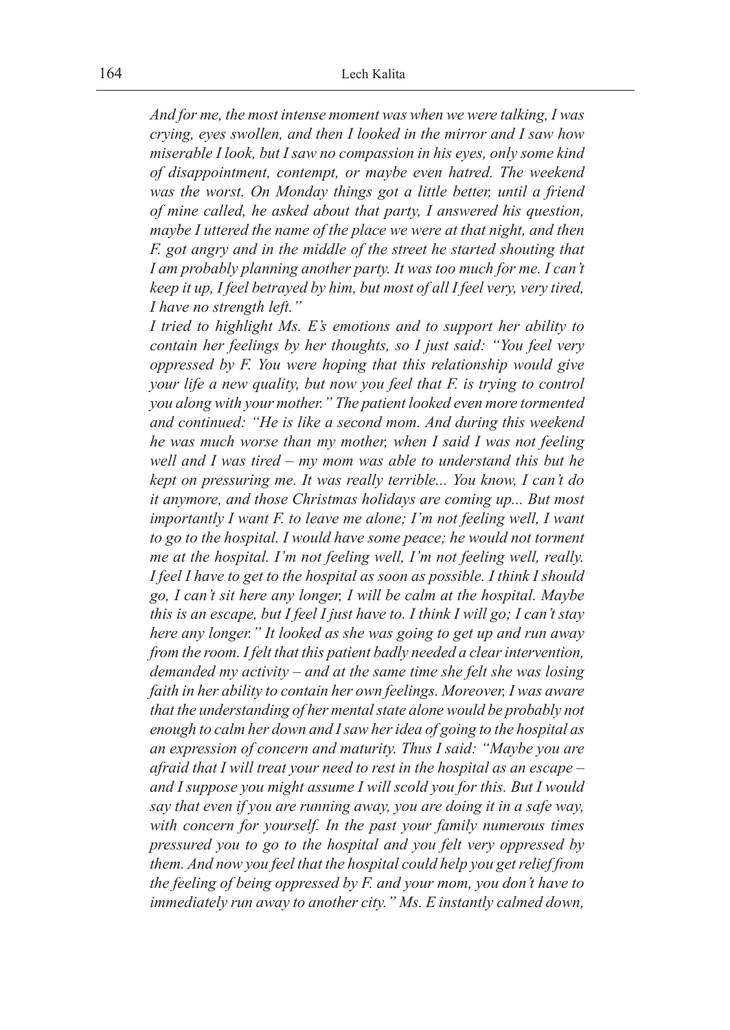*And for me, the most intense moment was when we were talking, I was crying, eyes swollen, and then I looked in the mirror and I saw how miserable I look, but I saw no compassion in his eyes, only some kind of disappointment, contempt, or maybe even hatred. The weekend was the worst. On Monday things got a little better, until a friend of mine called, he asked about that party, I answered his question, maybe I uttered the name of the place we were at that night, and then F. got angry and in the middle of the street he started shouting that I am probably planning another party. It was too much for me. I can't keep it up, I feel betrayed by him, but most of all I feel very, very tired, I have no strength left."*

*I tried to highlight Ms. E's emotions and to support her ability to contain her feelings by her thoughts, so I just said: "You feel very oppressed by F. You were hoping that this relationship would give your life a new quality, but now you feel that F. is trying to control you along with your mother." The patient looked even more tormented and continued: "He is like a second mom. And during this weekend he was much worse than my mother, when I said I was not feeling well and I was tired – my mom was able to understand this but he kept on pressuring me. It was really terrible... You know, I can't do it anymore, and those Christmas holidays are coming up... But most importantly I want F. to leave me alone; I'm not feeling well, I want to go to the hospital. I would have some peace; he would not torment me at the hospital. I'm not feeling well, I'm not feeling well, really. I feel I have to get to the hospital as soon as possible. I think I should go, I can't sit here any longer, I will be calm at the hospital. Maybe this is an escape, but I feel I just have to. I think I will go; I can't stay here any longer." It looked as she was going to get up and run away from the room. I felt that this patient badly needed a clear intervention, demanded my activity – and at the same time she felt she was losing faith in her ability to contain her own feelings. Moreover, I was aware that the understanding of her mental state alone would be probably not enough to calm her down and I saw her idea of going to the hospital as an expression of concern and maturity. Thus I said: "Maybe you are afraid that I will treat your need to rest in the hospital as an escape – and I suppose you might assume I will scold you for this. But I would say that even if you are running away, you are doing it in a safe way, with concern for yourself. In the past your family numerous times pressured you to go to the hospital and you felt very oppressed by them. And now you feel that the hospital could help you get relief from the feeling of being oppressed by F. and your mom, you don't have to immediately run away to another city." Ms. E instantly calmed down,*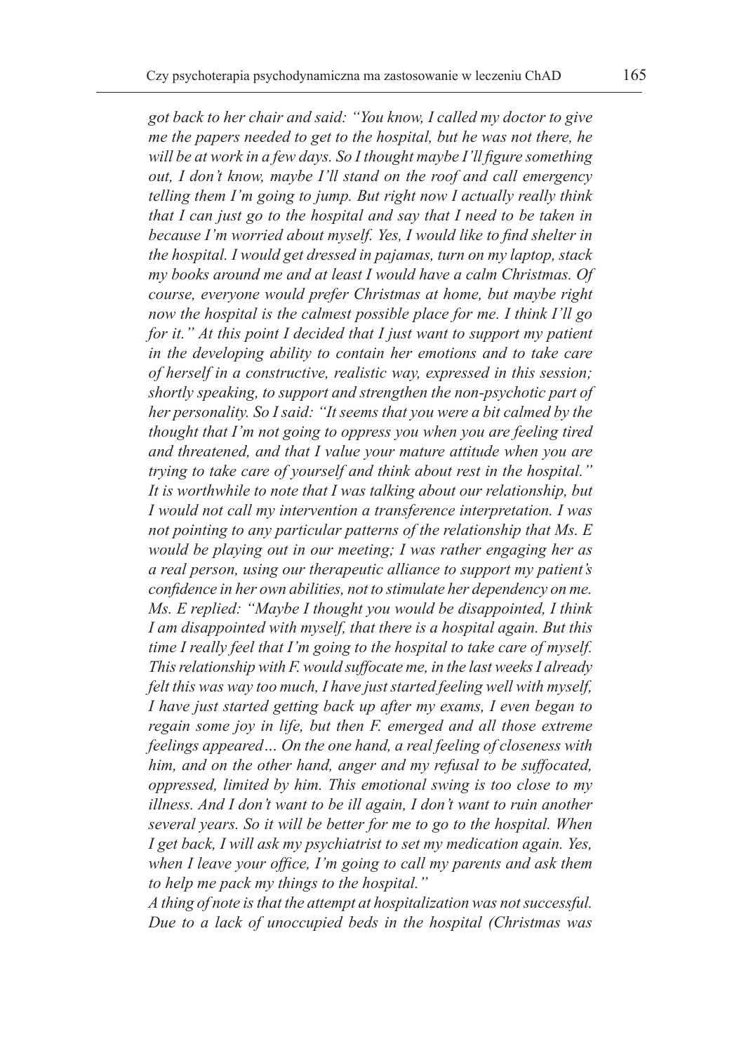*got back to her chair and said: "You know, I called my doctor to give me the papers needed to get to the hospital, but he was not there, he will be at work in a few days. So I thought maybe I'll figure something out, I don't know, maybe I'll stand on the roof and call emergency telling them I'm going to jump. But right now I actually really think that I can just go to the hospital and say that I need to be taken in because I'm worried about myself. Yes, I would like to find shelter in the hospital. I would get dressed in pajamas, turn on my laptop, stack my books around me and at least I would have a calm Christmas. Of course, everyone would prefer Christmas at home, but maybe right now the hospital is the calmest possible place for me. I think I'll go for it." At this point I decided that I just want to support my patient in the developing ability to contain her emotions and to take care of herself in a constructive, realistic way, expressed in this session; shortly speaking, to support and strengthen the non-psychotic part of her personality. So I said: "It seems that you were a bit calmed by the thought that I'm not going to oppress you when you are feeling tired and threatened, and that I value your mature attitude when you are trying to take care of yourself and think about rest in the hospital." It is worthwhile to note that I was talking about our relationship, but I would not call my intervention a transference interpretation. I was not pointing to any particular patterns of the relationship that Ms. E would be playing out in our meeting; I was rather engaging her as a real person, using our therapeutic alliance to support my patient's confidence in her own abilities, not to stimulate her dependency on me. Ms. E replied: "Maybe I thought you would be disappointed, I think I am disappointed with myself, that there is a hospital again. But this time I really feel that I'm going to the hospital to take care of myself. This relationship with F. would suffocate me, in the last weeks I already felt this was way too much, I have just started feeling well with myself, I have just started getting back up after my exams, I even began to regain some joy in life, but then F. emerged and all those extreme feelings appeared… On the one hand, a real feeling of closeness with him, and on the other hand, anger and my refusal to be suffocated, oppressed, limited by him. This emotional swing is too close to my illness. And I don't want to be ill again, I don't want to ruin another several years. So it will be better for me to go to the hospital. When I get back, I will ask my psychiatrist to set my medication again. Yes, when I leave your office, I'm going to call my parents and ask them to help me pack my things to the hospital."*

*A thing of note is that the attempt at hospitalization was not successful. Due to a lack of unoccupied beds in the hospital (Christmas was*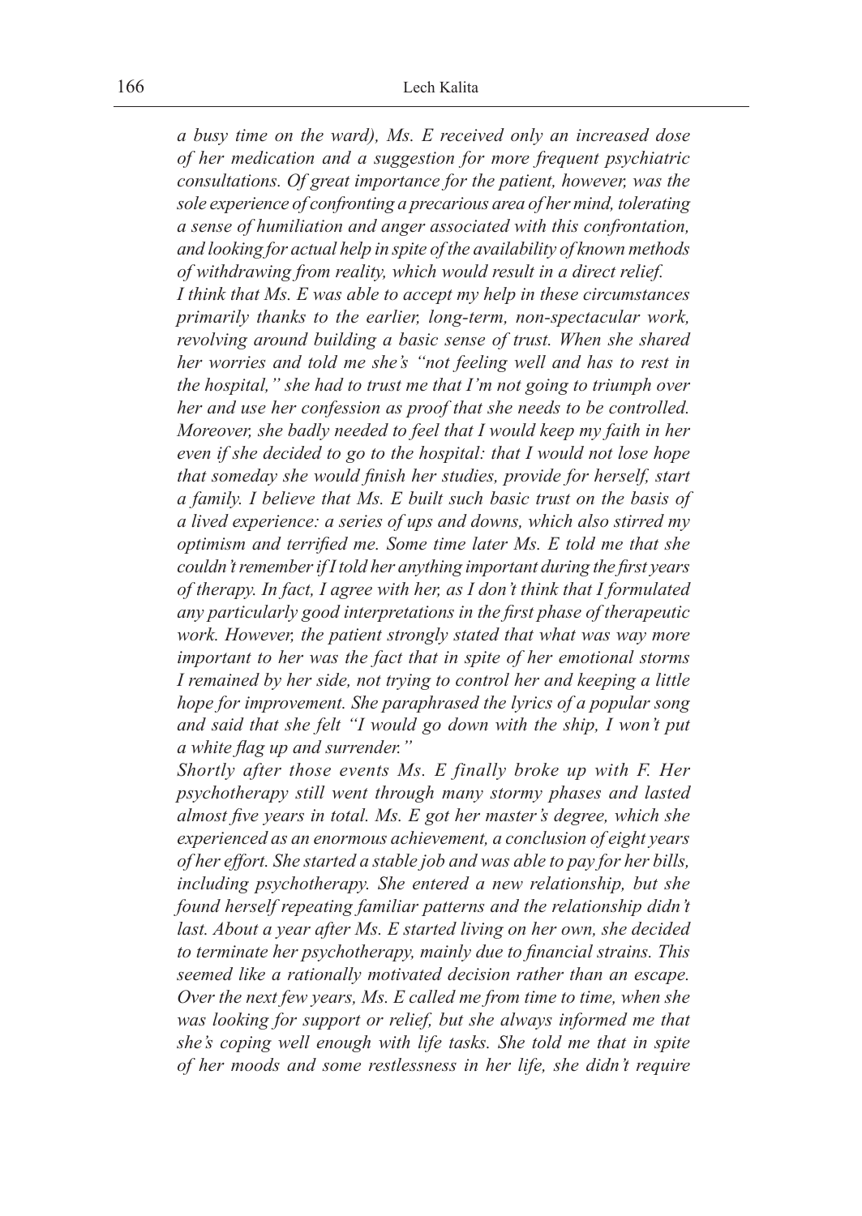*a busy time on the ward), Ms. E received only an increased dose of her medication and a suggestion for more frequent psychiatric consultations. Of great importance for the patient, however, was the sole experience of confronting a precarious area of her mind, tolerating a sense of humiliation and anger associated with this confrontation, and looking for actual help in spite of the availability of known methods of withdrawing from reality, which would result in a direct relief.*

*I think that Ms. E was able to accept my help in these circumstances primarily thanks to the earlier, long-term, non-spectacular work, revolving around building a basic sense of trust. When she shared her worries and told me she's "not feeling well and has to rest in the hospital," she had to trust me that I'm not going to triumph over her and use her confession as proof that she needs to be controlled. Moreover, she badly needed to feel that I would keep my faith in her even if she decided to go to the hospital: that I would not lose hope that someday she would finish her studies, provide for herself, start a family. I believe that Ms. E built such basic trust on the basis of a lived experience: a series of ups and downs, which also stirred my optimism and terrified me. Some time later Ms. E told me that she couldn't remember if I told her anything important during the first years of therapy. In fact, I agree with her, as I don't think that I formulated any particularly good interpretations in the first phase of therapeutic work. However, the patient strongly stated that what was way more important to her was the fact that in spite of her emotional storms I remained by her side, not trying to control her and keeping a little hope for improvement. She paraphrased the lyrics of a popular song and said that she felt "I would go down with the ship, I won't put a white flag up and surrender."*

*Shortly after those events Ms. E finally broke up with F. Her psychotherapy still went through many stormy phases and lasted almost five years in total. Ms. E got her master's degree, which she experienced as an enormous achievement, a conclusion of eight years of her effort. She started a stable job and was able to pay for her bills, including psychotherapy. She entered a new relationship, but she found herself repeating familiar patterns and the relationship didn't last. About a year after Ms. E started living on her own, she decided to terminate her psychotherapy, mainly due to financial strains. This seemed like a rationally motivated decision rather than an escape. Over the next few years, Ms. E called me from time to time, when she was looking for support or relief, but she always informed me that she's coping well enough with life tasks. She told me that in spite of her moods and some restlessness in her life, she didn't require*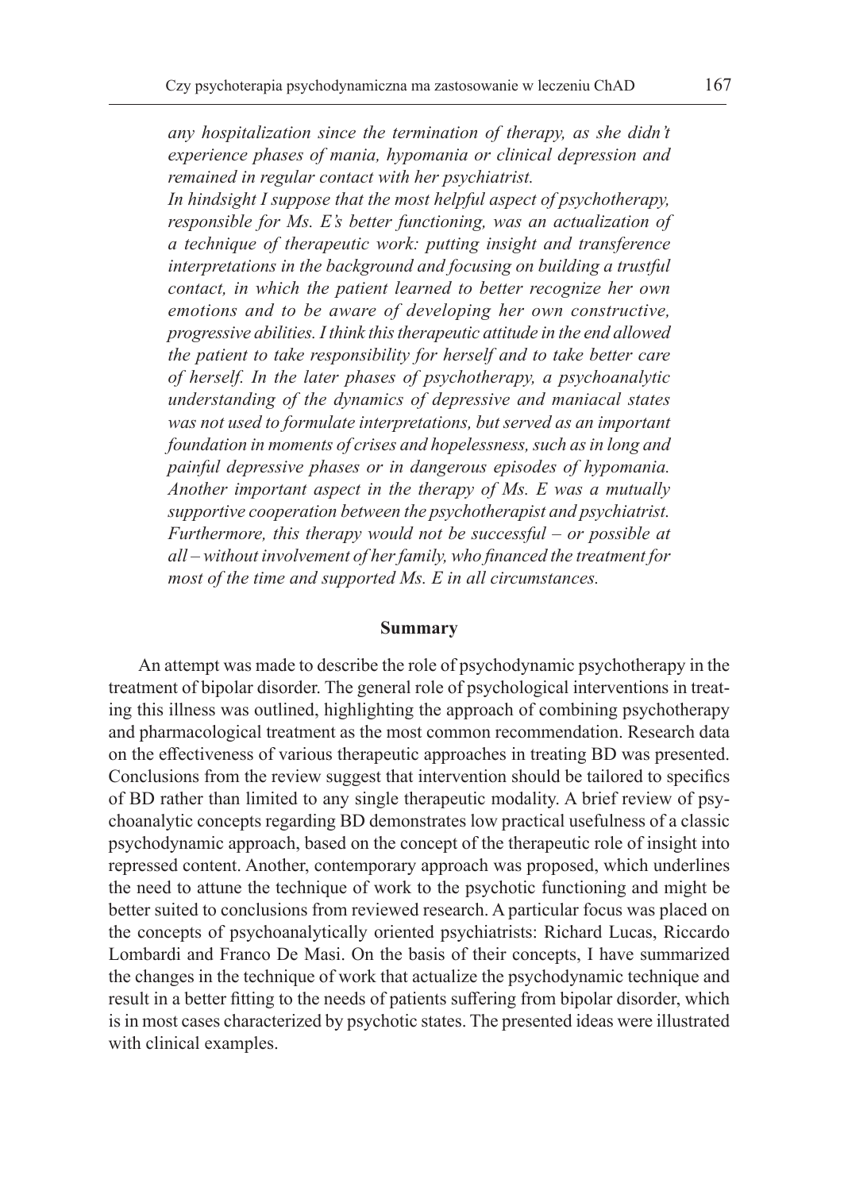*any hospitalization since the termination of therapy, as she didn't experience phases of mania, hypomania or clinical depression and remained in regular contact with her psychiatrist.*

*In hindsight I suppose that the most helpful aspect of psychotherapy, responsible for Ms. E's better functioning, was an actualization of a technique of therapeutic work: putting insight and transference interpretations in the background and focusing on building a trustful contact, in which the patient learned to better recognize her own emotions and to be aware of developing her own constructive, progressive abilities. I think this therapeutic attitude in the end allowed the patient to take responsibility for herself and to take better care of herself. In the later phases of psychotherapy, a psychoanalytic understanding of the dynamics of depressive and maniacal states was not used to formulate interpretations, but served as an important foundation in moments of crises and hopelessness, such as in long and painful depressive phases or in dangerous episodes of hypomania. Another important aspect in the therapy of Ms. E was a mutually supportive cooperation between the psychotherapist and psychiatrist. Furthermore, this therapy would not be successful – or possible at all – without involvement of her family, who financed the treatment for most of the time and supported Ms. E in all circumstances.*

## Summary

An attempt was made to describe the role of psychodynamic psychotherapy in the treatment of bipolar disorder. The general role of psychological interventions in treating this illness was outlined, highlighting the approach of combining psychotherapy and pharmacological treatment as the most common recommendation. Research data on the effectiveness of various therapeutic approaches in treating BD was presented. Conclusions from the review suggest that intervention should be tailored to specifics of BD rather than limited to any single therapeutic modality. A brief review of psychoanalytic concepts regarding BD demonstrates low practical usefulness of a classic psychodynamic approach, based on the concept of the therapeutic role of insight into repressed content. Another, contemporary approach was proposed, which underlines the need to attune the technique of work to the psychotic functioning and might be better suited to conclusions from reviewed research. A particular focus was placed on the concepts of psychoanalytically oriented psychiatrists: Richard Lucas, Riccardo Lombardi and Franco De Masi. On the basis of their concepts, I have summarized the changes in the technique of work that actualize the psychodynamic technique and result in a better fitting to the needs of patients suffering from bipolar disorder, which is in most cases characterized by psychotic states. The presented ideas were illustrated with clinical examples.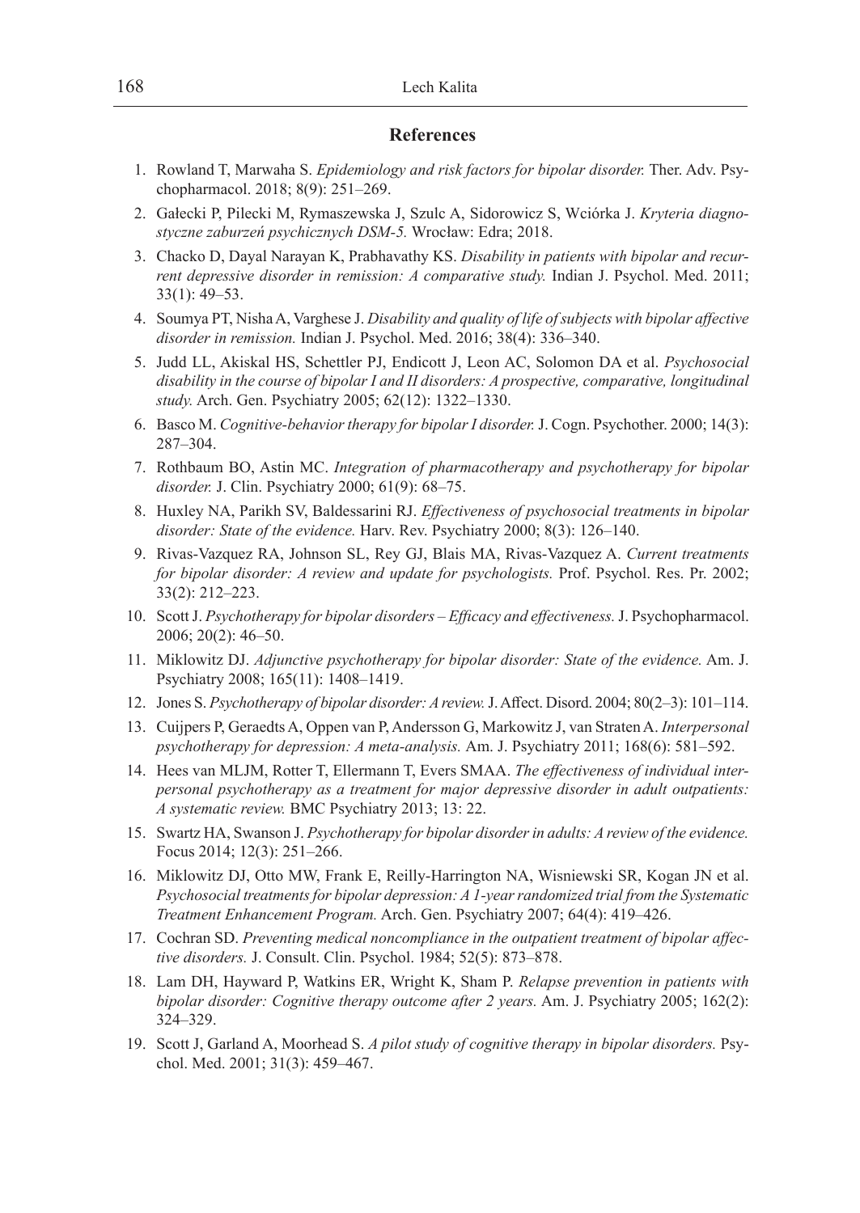## References

1. Rowland T, Marwaha S. *Epidemiology and risk factors for bipolar disorder.* Ther. Adv. Psychopharmacol. 2018; 8(9): 251–269.
2. Gałecki P, Pilecki M, Rymaszewska J, Szulc A, Sidorowicz S, Wciórka J. *Kryteria diagnostyczne zaburzeń psychicznych DSM-5.* Wrocław: Edra; 2018.
3. Chacko D, Dayal Narayan K, Prabhavathy KS. *Disability in patients with bipolar and recurrent depressive disorder in remission: A comparative study.* Indian J. Psychol. Med. 2011; 33(1): 49–53.
4. Soumya PT, Nisha A, Varghese J. *Disability and quality of life of subjects with bipolar affective disorder in remission.* Indian J. Psychol. Med. 2016; 38(4): 336–340.
5. Judd LL, Akiskal HS, Schettler PJ, Endicott J, Leon AC, Solomon DA et al. *Psychosocial disability in the course of bipolar I and II disorders: A prospective, comparative, longitudinal study.* Arch. Gen. Psychiatry 2005; 62(12): 1322–1330.
6. Basco M. *Cognitive-behavior therapy for bipolar I disorder.* J. Cogn. Psychother. 2000; 14(3): 287–304.
7. Rothbaum BO, Astin MC. *Integration of pharmacotherapy and psychotherapy for bipolar disorder.* J. Clin. Psychiatry 2000; 61(9): 68–75.
8. Huxley NA, Parikh SV, Baldessarini RJ. *Effectiveness of psychosocial treatments in bipolar disorder: State of the evidence.* Harv. Rev. Psychiatry 2000; 8(3): 126–140.
9. Rivas-Vazquez RA, Johnson SL, Rey GJ, Blais MA, Rivas-Vazquez A. *Current treatments for bipolar disorder: A review and update for psychologists.* Prof. Psychol. Res. Pr. 2002; 33(2): 212–223.
10. Scott J. *Psychotherapy for bipolar disorders – Efficacy and effectiveness.* J. Psychopharmacol. 2006; 20(2): 46–50.
11. Miklowitz DJ. *Adjunctive psychotherapy for bipolar disorder: State of the evidence.* Am. J. Psychiatry 2008; 165(11): 1408–1419.
12. Jones S. *Psychotherapy of bipolar disorder: A review.* J. Affect. Disord. 2004; 80(2–3): 101–114.
13. Cuijpers P, Geraedts A, Oppen van P, Andersson G, Markowitz J, van Straten A. *Interpersonal psychotherapy for depression: A meta-analysis.* Am. J. Psychiatry 2011; 168(6): 581–592.
14. Hees van MLJM, Rotter T, Ellermann T, Evers SMAA. *The effectiveness of individual interpersonal psychotherapy as a treatment for major depressive disorder in adult outpatients: A systematic review.* BMC Psychiatry 2013; 13: 22.
15. Swartz HA, Swanson J. *Psychotherapy for bipolar disorder in adults: A review of the evidence.* Focus 2014; 12(3): 251–266.
16. Miklowitz DJ, Otto MW, Frank E, Reilly-Harrington NA, Wisniewski SR, Kogan JN et al. *Psychosocial treatments for bipolar depression: A 1-year randomized trial from the Systematic Treatment Enhancement Program.* Arch. Gen. Psychiatry 2007; 64(4): 419–426.
17. Cochran SD. *Preventing medical noncompliance in the outpatient treatment of bipolar affective disorders.* J. Consult. Clin. Psychol. 1984; 52(5): 873–878.
18. Lam DH, Hayward P, Watkins ER, Wright K, Sham P. *Relapse prevention in patients with bipolar disorder: Cognitive therapy outcome after 2 years.* Am. J. Psychiatry 2005; 162(2): 324–329.
19. Scott J, Garland A, Moorhead S. *A pilot study of cognitive therapy in bipolar disorders.* Psychol. Med. 2001; 31(3): 459–467.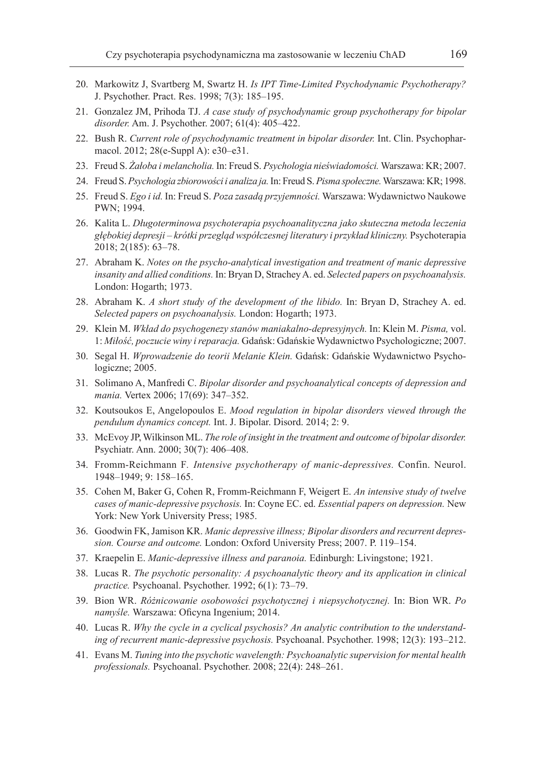20. Markowitz J, Svartberg M, Swartz H. *Is IPT Time-Limited Psychodynamic Psychotherapy?* J. Psychother. Pract. Res. 1998; 7(3): 185–195.
21. Gonzalez JM, Prihoda TJ. *A case study of psychodynamic group psychotherapy for bipolar disorder.* Am. J. Psychother. 2007; 61(4): 405–422.
22. Bush R. *Current role of psychodynamic treatment in bipolar disorder.* Int. Clin. Psychopharmacol. 2012; 28(e-Suppl A): e30–e31.
23. Freud S. *Żałoba i melancholia.* In: Freud S. *Psychologia nieświadomości.* Warszawa: KR; 2007.
24. Freud S. *Psychologia zbiorowości i analiza ja.* In: Freud S. *Pisma społeczne.* Warszawa: KR; 1998.
25. Freud S. *Ego i id.* In: Freud S. *Poza zasadą przyjemności.* Warszawa: Wydawnictwo Naukowe PWN; 1994.
26. Kalita L. *Długoterminowa psychoterapia psychoanalityczna jako skuteczna metoda leczenia głębokiej depresji – krótki przegląd współczesnej literatury i przykład kliniczny.* Psychoterapia 2018; 2(185): 63–78.
27. Abraham K. *Notes on the psycho-analytical investigation and treatment of manic depressive insanity and allied conditions.* In: Bryan D, Strachey A. ed. *Selected papers on psychoanalysis.* London: Hogarth; 1973.
28. Abraham K. *A short study of the development of the libido.* In: Bryan D, Strachey A. ed. *Selected papers on psychoanalysis.* London: Hogarth; 1973.
29. Klein M. *Wkład do psychogenezy stanów maniakalno-depresyjnych.* In: Klein M. *Pisma,* vol. 1: *Miłość, poczucie winy i reparacja.* Gdańsk: Gdańskie Wydawnictwo Psychologiczne; 2007.
30. Segal H. *Wprowadzenie do teorii Melanie Klein.* Gdańsk: Gdańskie Wydawnictwo Psychologiczne; 2005.
31. Solimano A, Manfredi C. *Bipolar disorder and psychoanalytical concepts of depression and mania.* Vertex 2006; 17(69): 347–352.
32. Koutsoukos E, Angelopoulos E. *Mood regulation in bipolar disorders viewed through the pendulum dynamics concept.* Int. J. Bipolar. Disord. 2014; 2: 9.
33. McEvoy JP, Wilkinson ML. *The role of insight in the treatment and outcome of bipolar disorder.* Psychiatr. Ann. 2000; 30(7): 406–408.
34. Fromm-Reichmann F. *Intensive psychotherapy of manic-depressives.* Confin. Neurol. 1948–1949; 9: 158–165.
35. Cohen M, Baker G, Cohen R, Fromm-Reichmann F, Weigert E. *An intensive study of twelve cases of manic-depressive psychosis.* In: Coyne EC. ed. *Essential papers on depression.* New York: New York University Press; 1985.
36. Goodwin FK, Jamison KR. *Manic depressive illness; Bipolar disorders and recurrent depression. Course and outcome.* London: Oxford University Press; 2007. P. 119–154.
37. Kraepelin E. *Manic-depressive illness and paranoia.* Edinburgh: Livingstone; 1921.
38. Lucas R. *The psychotic personality: A psychoanalytic theory and its application in clinical practice.* Psychoanal. Psychother. 1992; 6(1): 73–79.
39. Bion WR. *Różnicowanie osobowości psychotycznej i niepsychotycznej.* In: Bion WR. *Po namyśle.* Warszawa: Oficyna Ingenium; 2014.
40. Lucas R. *Why the cycle in a cyclical psychosis? An analytic contribution to the understanding of recurrent manic-depressive psychosis.* Psychoanal. Psychother. 1998; 12(3): 193–212.
41. Evans M. *Tuning into the psychotic wavelength: Psychoanalytic supervision for mental health professionals.* Psychoanal. Psychother. 2008; 22(4): 248–261.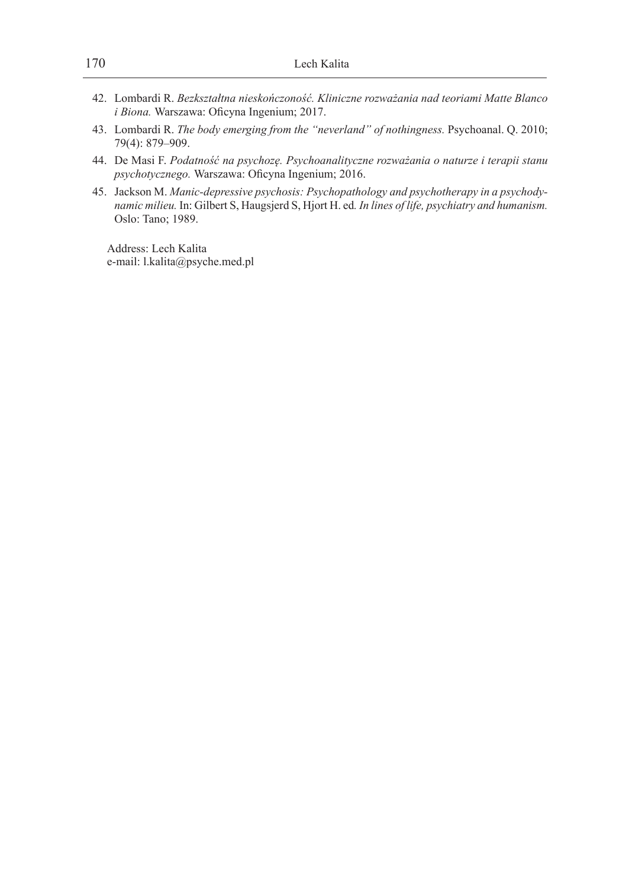42. Lombardi R. *Bezkształtna nieskończoność. Kliniczne rozważania nad teoriami Matte Blanco i Biona.* Warszawa: Oficyna Ingenium; 2017.
43. Lombardi R. *The body emerging from the "neverland" of nothingness.* Psychoanal. Q. 2010; 79(4): 879–909.
44. De Masi F. *Podatność na psychozę. Psychoanalityczne rozważania o naturze i terapii stanu psychotycznego.* Warszawa: Oficyna Ingenium; 2016.
45. Jackson M. *Manic-depressive psychosis: Psychopathology and psychotherapy in a psychodynamic milieu.* In: Gilbert S, Haugsjerd S, Hjort H. ed*. In lines of life, psychiatry and humanism.* Oslo: Tano; 1989.

Address: Lech Kalita
e-mail: l.kalita@psyche.med.pl